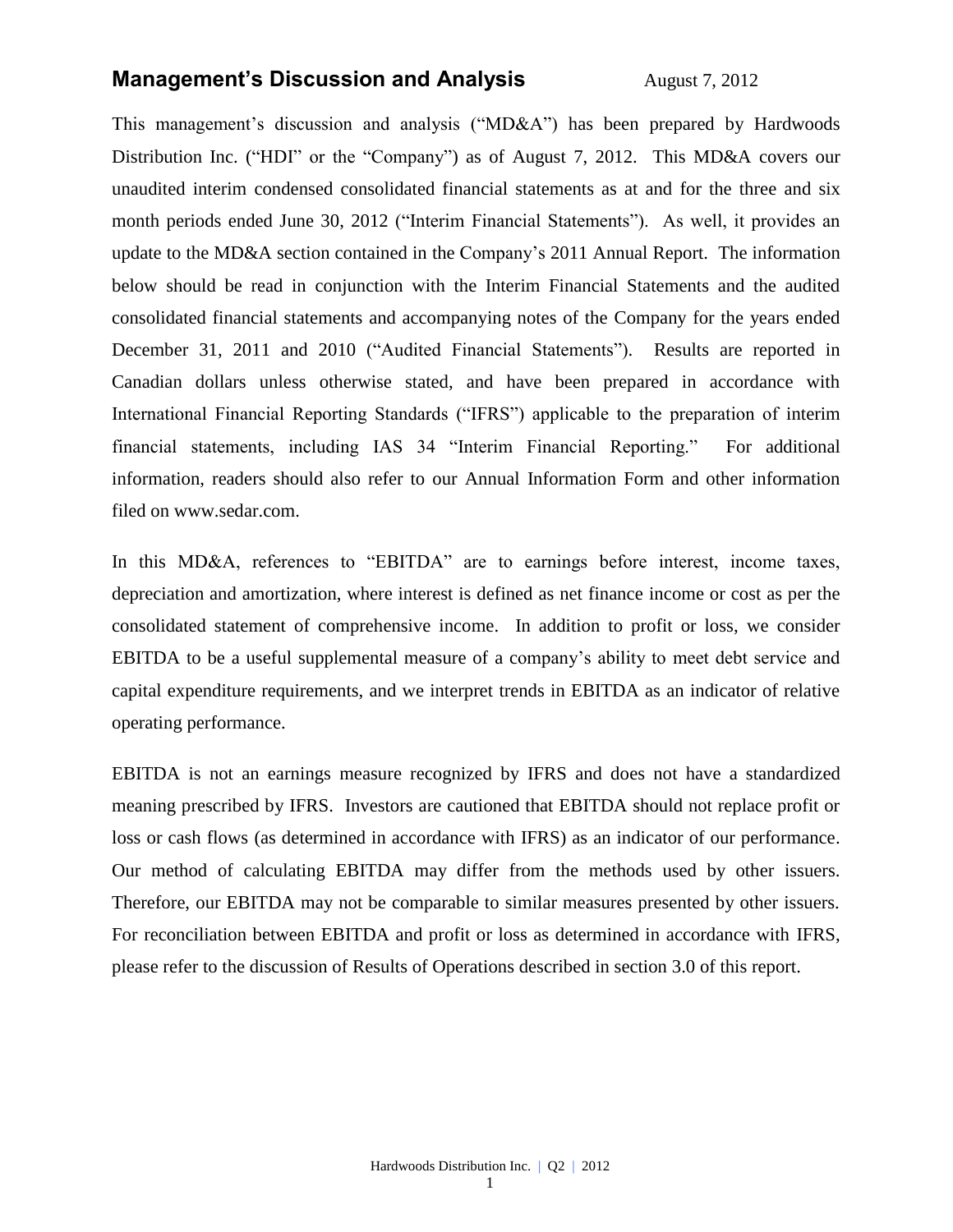# Management's Discussion and Analysis

August 7, 2012

This management's discussion and analysis ("MD&A") has been prepared by Hardwoods Distribution Inc. ("HDI" or the "Company") as of August 7, 2012. This MD&A covers our unaudited interim condensed consolidated financial statements as at and for the three and six month periods ended June 30, 2012 ("Interim Financial Statements"). As well, it provides an update to the MD&A section contained in the Company's 2011 Annual Report. The information below should be read in conjunction with the Interim Financial Statements and the audited consolidated financial statements and accompanying notes of the Company for the years ended December 31, 2011 and 2010 ("Audited Financial Statements"). Results are reported in Canadian dollars unless otherwise stated, and have been prepared in accordance with International Financial Reporting Standards ("IFRS") applicable to the preparation of interim financial statements, including IAS 34 "Interim Financial Reporting." For additional information, readers should also refer to our Annual Information Form and other information filed on www.sedar.com.

In this MD&A, references to "EBITDA" are to earnings before interest, income taxes, depreciation and amortization, where interest is defined as net finance income or cost as per the consolidated statement of comprehensive income. In addition to profit or loss, we consider EBITDA to be a useful supplemental measure of a company's ability to meet debt service and capital expenditure requirements, and we interpret trends in EBITDA as an indicator of relative operating performance.

EBITDA is not an earnings measure recognized by IFRS and does not have a standardized meaning prescribed by IFRS. Investors are cautioned that EBITDA should not replace profit or loss or cash flows (as determined in accordance with IFRS) as an indicator of our performance. Our method of calculating EBITDA may differ from the methods used by other issuers. Therefore, our EBITDA may not be comparable to similar measures presented by other issuers. For reconciliation between EBITDA and profit or loss as determined in accordance with IFRS, please refer to the discussion of Results of Operations described in section 3.0 of this report.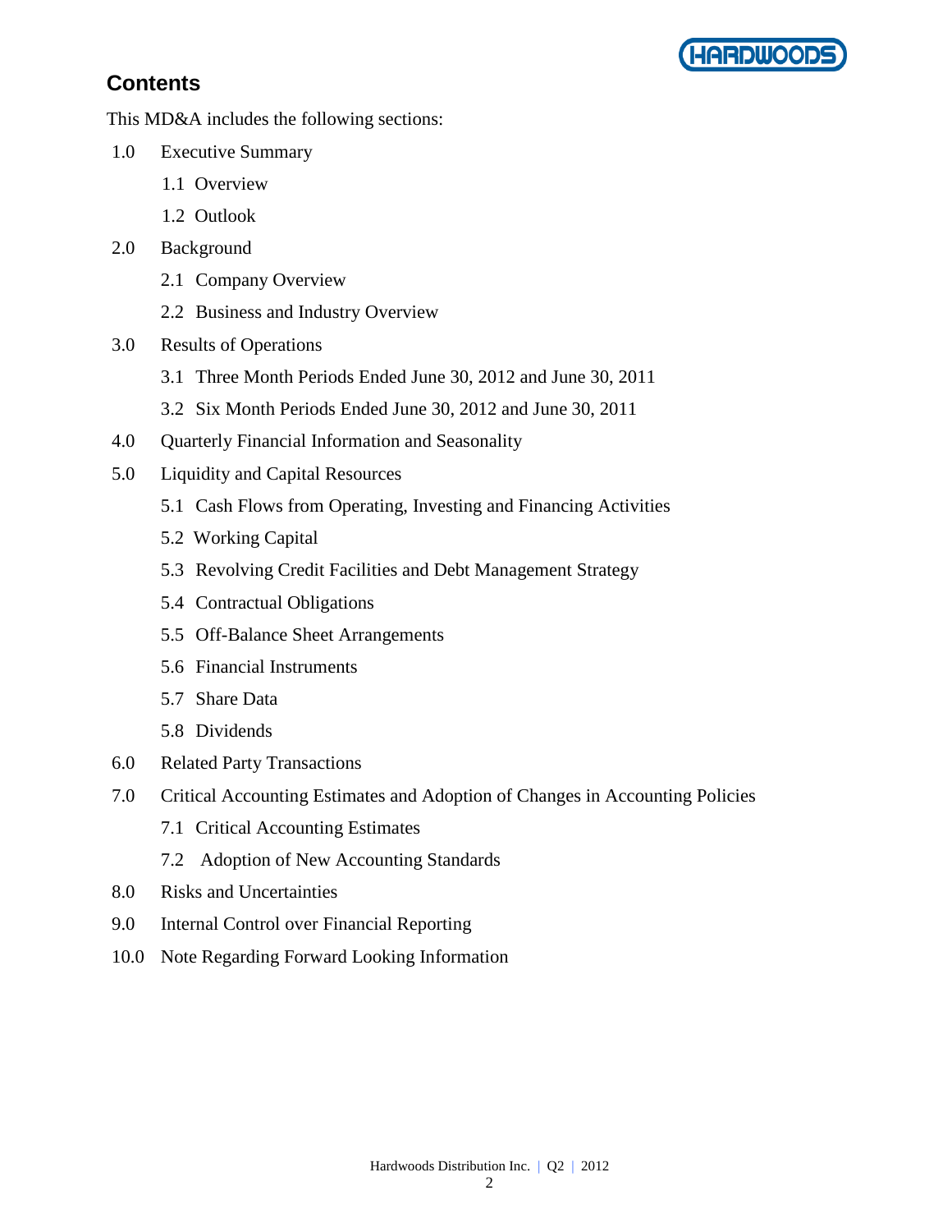## Contents

This MD&A includes the following sections:

- 1.0 Executive Summary
  - 1.1 Overview
  - 1.2 Outlook
- 2.0 Background
  - 2.1 Company Overview
  - 2.2 Business and Industry Overview
- 3.0 Results of Operations
  - 3.1 Three Month Periods Ended June 30, 2012 and June 30, 2011
  - 3.2 Six Month Periods Ended June 30, 2012 and June 30, 2011
- 4.0 Quarterly Financial Information and Seasonality
- 5.0 Liquidity and Capital Resources
  - 5.1 Cash Flows from Operating, Investing and Financing Activities
  - 5.2 Working Capital
  - 5.3 Revolving Credit Facilities and Debt Management Strategy
  - 5.4 Contractual Obligations
  - 5.5 Off-Balance Sheet Arrangements
  - 5.6 Financial Instruments
  - 5.7 Share Data
  - 5.8 Dividends
- 6.0 Related Party Transactions
- 7.0 Critical Accounting Estimates and Adoption of Changes in Accounting Policies
  - 7.1 Critical Accounting Estimates
  - 7.2 Adoption of New Accounting Standards
- 8.0 Risks and Uncertainties
- 9.0 Internal Control over Financial Reporting
- 10.0 Note Regarding Forward Looking Information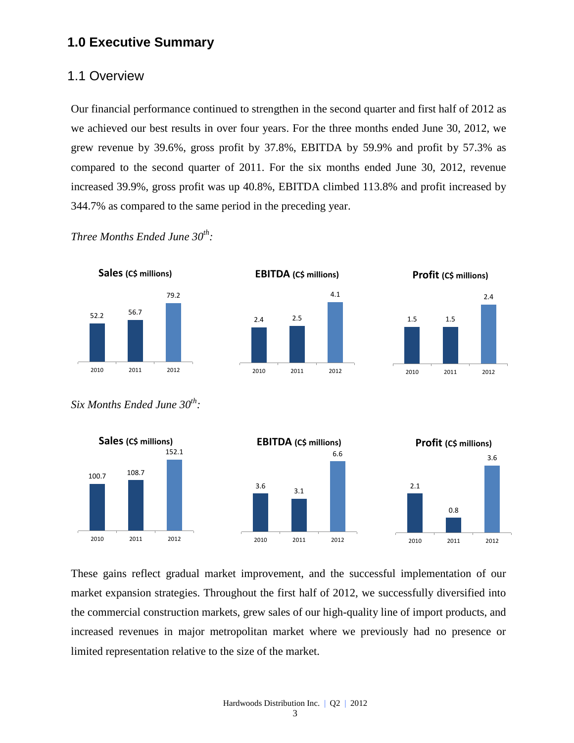# 1.0 Executive Summary

## 1.1 Overview

Our financial performance continued to strengthen in the second quarter and first half of 2012 as we achieved our best results in over four years. For the three months ended June 30, 2012, we grew revenue by 39.6%, gross profit by 37.8%, EBITDA by 59.9% and profit by 57.3% as compared to the second quarter of 2011. For the six months ended June 30, 2012, revenue increased 39.9%, gross profit was up 40.8%, EBITDA climbed 113.8% and profit increased by 344.7% as compared to the same period in the preceding year.

*Three Months Ended June 30th:*

| | 2010 | 2011 | 2012 |
|---|---|---|---|
| **Sales** (C$ millions) | 52.2 | 56.7 | 79.2 |
| **EBITDA** (C$ millions) | 2.4 | 2.5 | 4.1 |
| **Profit** (C$ millions) | 1.5 | 1.5 | 2.4 |

*Six Months Ended June 30th:*

| | 2010 | 2011 | 2012 |
|---|---|---|---|
| **Sales** (C$ millions) | 100.7 | 108.7 | 152.1 |
| **EBITDA** (C$ millions) | 3.6 | 3.1 | 6.6 |
| **Profit** (C$ millions) | 2.1 | 0.8 | 3.6 |

These gains reflect gradual market improvement, and the successful implementation of our market expansion strategies. Throughout the first half of 2012, we successfully diversified into the commercial construction markets, grew sales of our high-quality line of import products, and increased revenues in major metropolitan market where we previously had no presence or limited representation relative to the size of the market.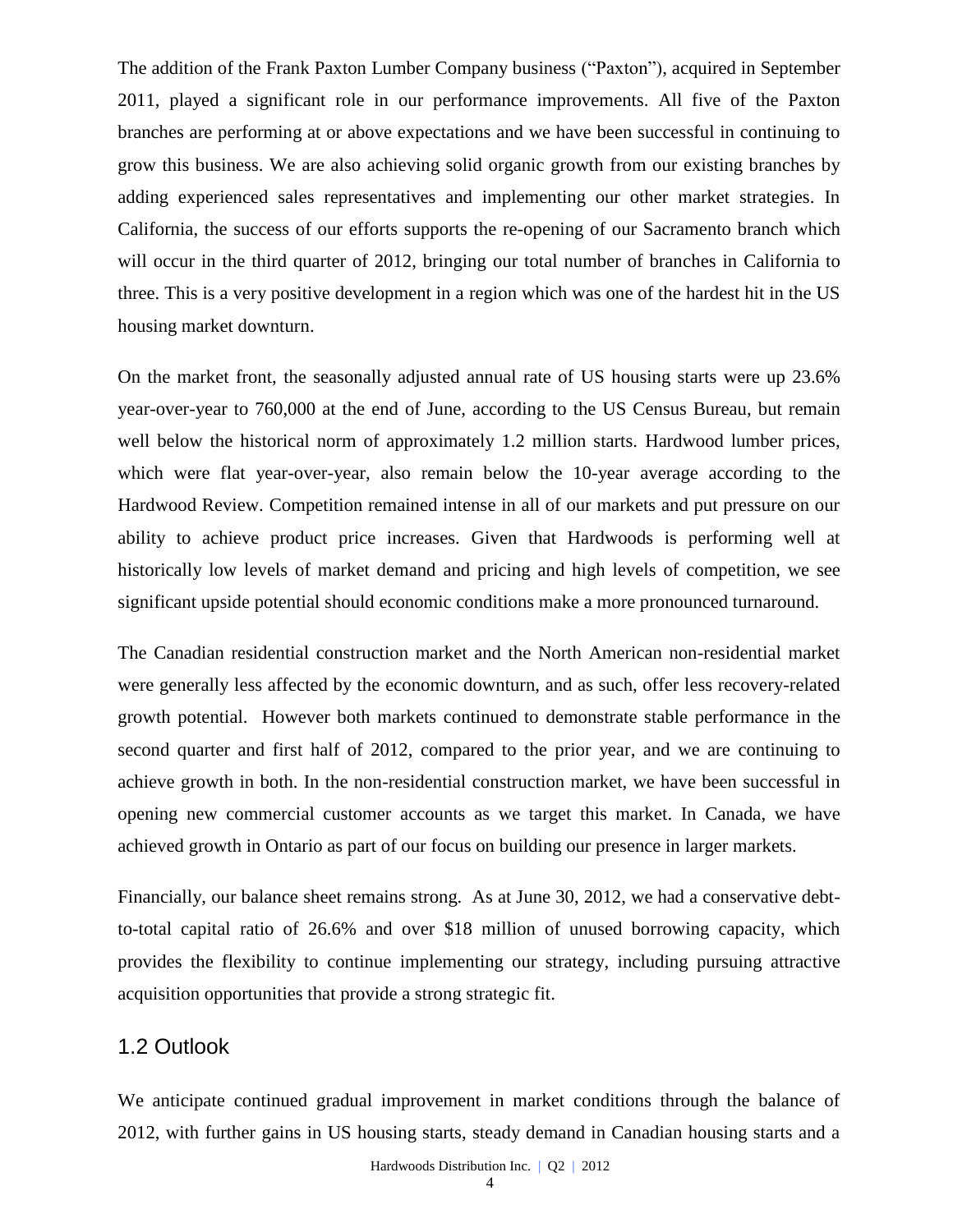The addition of the Frank Paxton Lumber Company business ("Paxton"), acquired in September 2011, played a significant role in our performance improvements. All five of the Paxton branches are performing at or above expectations and we have been successful in continuing to grow this business. We are also achieving solid organic growth from our existing branches by adding experienced sales representatives and implementing our other market strategies. In California, the success of our efforts supports the re-opening of our Sacramento branch which will occur in the third quarter of 2012, bringing our total number of branches in California to three. This is a very positive development in a region which was one of the hardest hit in the US housing market downturn.

On the market front, the seasonally adjusted annual rate of US housing starts were up 23.6% year-over-year to 760,000 at the end of June, according to the US Census Bureau, but remain well below the historical norm of approximately 1.2 million starts. Hardwood lumber prices, which were flat year-over-year, also remain below the 10-year average according to the Hardwood Review. Competition remained intense in all of our markets and put pressure on our ability to achieve product price increases. Given that Hardwoods is performing well at historically low levels of market demand and pricing and high levels of competition, we see significant upside potential should economic conditions make a more pronounced turnaround.

The Canadian residential construction market and the North American non-residential market were generally less affected by the economic downturn, and as such, offer less recovery-related growth potential. However both markets continued to demonstrate stable performance in the second quarter and first half of 2012, compared to the prior year, and we are continuing to achieve growth in both. In the non-residential construction market, we have been successful in opening new commercial customer accounts as we target this market. In Canada, we have achieved growth in Ontario as part of our focus on building our presence in larger markets.

Financially, our balance sheet remains strong. As at June 30, 2012, we had a conservative debt-to-total capital ratio of 26.6% and over $18 million of unused borrowing capacity, which provides the flexibility to continue implementing our strategy, including pursuing attractive acquisition opportunities that provide a strong strategic fit.

## 1.2 Outlook

We anticipate continued gradual improvement in market conditions through the balance of 2012, with further gains in US housing starts, steady demand in Canadian housing starts and a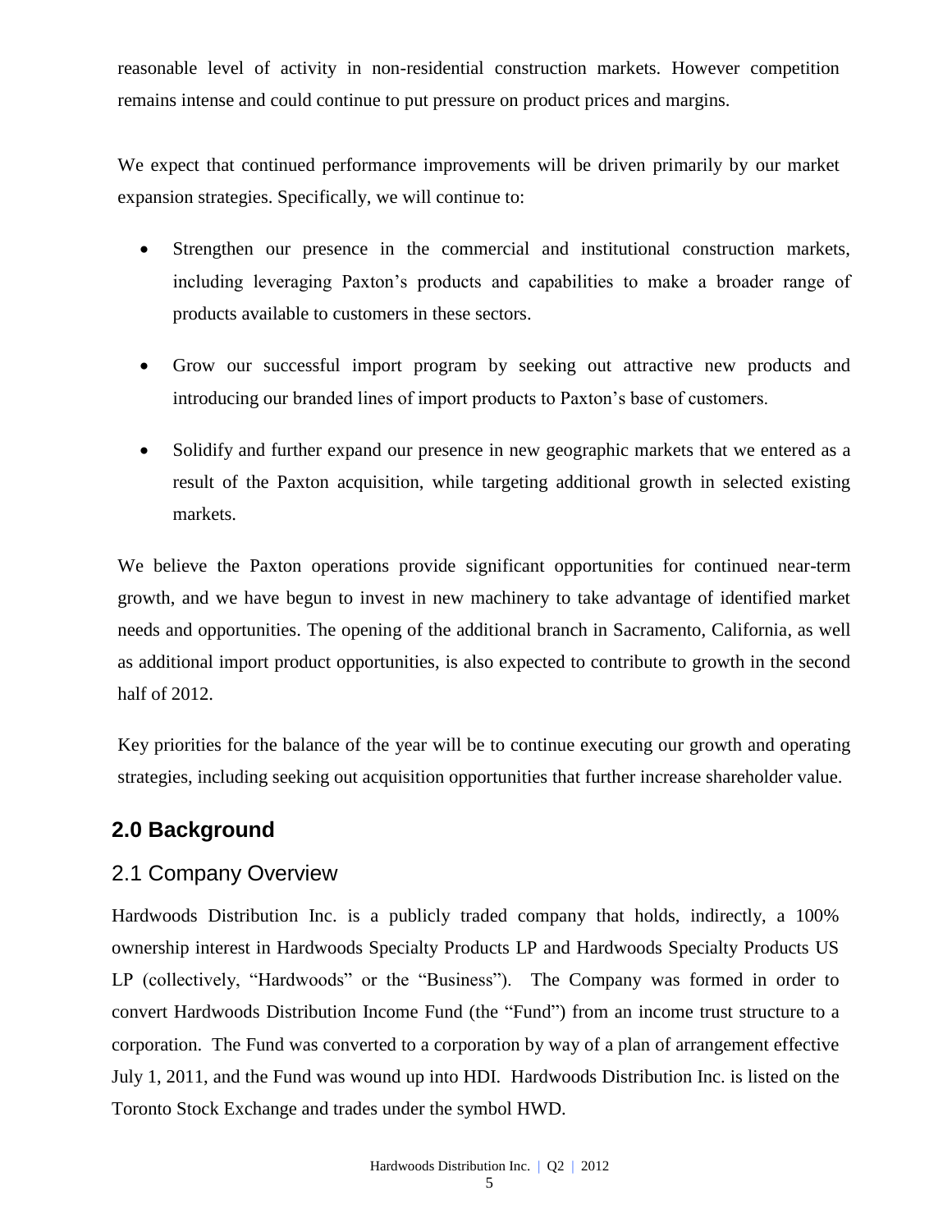reasonable level of activity in non-residential construction markets. However competition remains intense and could continue to put pressure on product prices and margins.

We expect that continued performance improvements will be driven primarily by our market expansion strategies. Specifically, we will continue to:

- Strengthen our presence in the commercial and institutional construction markets, including leveraging Paxton's products and capabilities to make a broader range of products available to customers in these sectors.
- Grow our successful import program by seeking out attractive new products and introducing our branded lines of import products to Paxton's base of customers.
- Solidify and further expand our presence in new geographic markets that we entered as a result of the Paxton acquisition, while targeting additional growth in selected existing markets.

We believe the Paxton operations provide significant opportunities for continued near-term growth, and we have begun to invest in new machinery to take advantage of identified market needs and opportunities. The opening of the additional branch in Sacramento, California, as well as additional import product opportunities, is also expected to contribute to growth in the second half of 2012.

Key priorities for the balance of the year will be to continue executing our growth and operating strategies, including seeking out acquisition opportunities that further increase shareholder value.

## 2.0 Background

### 2.1 Company Overview

Hardwoods Distribution Inc. is a publicly traded company that holds, indirectly, a 100% ownership interest in Hardwoods Specialty Products LP and Hardwoods Specialty Products US LP (collectively, "Hardwoods" or the "Business"). The Company was formed in order to convert Hardwoods Distribution Income Fund (the "Fund") from an income trust structure to a corporation. The Fund was converted to a corporation by way of a plan of arrangement effective July 1, 2011, and the Fund was wound up into HDI. Hardwoods Distribution Inc. is listed on the Toronto Stock Exchange and trades under the symbol HWD.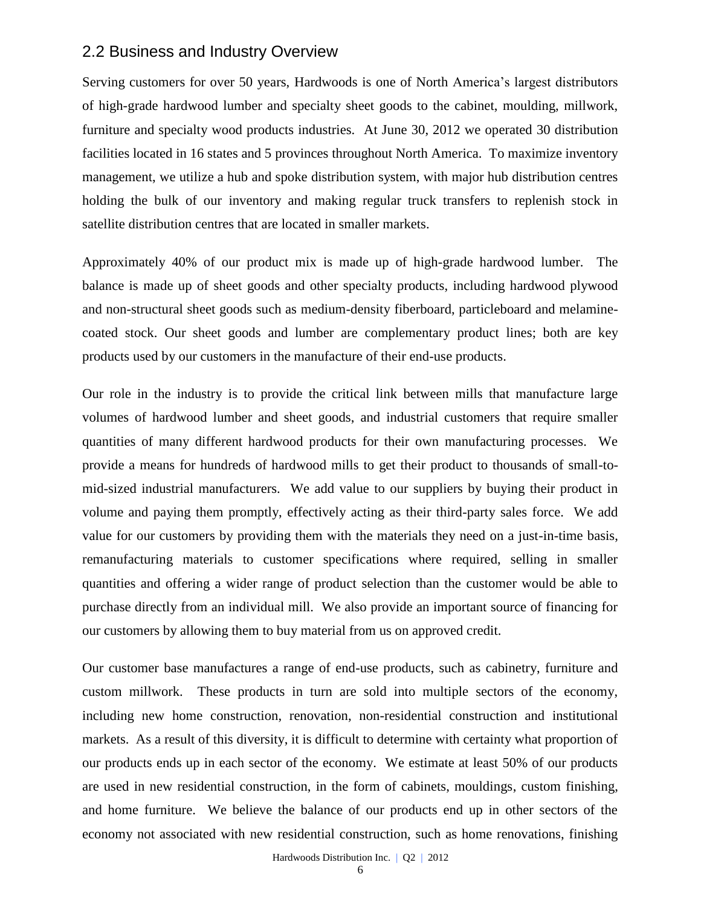## 2.2 Business and Industry Overview

Serving customers for over 50 years, Hardwoods is one of North America's largest distributors of high-grade hardwood lumber and specialty sheet goods to the cabinet, moulding, millwork, furniture and specialty wood products industries. At June 30, 2012 we operated 30 distribution facilities located in 16 states and 5 provinces throughout North America. To maximize inventory management, we utilize a hub and spoke distribution system, with major hub distribution centres holding the bulk of our inventory and making regular truck transfers to replenish stock in satellite distribution centres that are located in smaller markets.

Approximately 40% of our product mix is made up of high-grade hardwood lumber. The balance is made up of sheet goods and other specialty products, including hardwood plywood and non-structural sheet goods such as medium-density fiberboard, particleboard and melamine-coated stock. Our sheet goods and lumber are complementary product lines; both are key products used by our customers in the manufacture of their end-use products.

Our role in the industry is to provide the critical link between mills that manufacture large volumes of hardwood lumber and sheet goods, and industrial customers that require smaller quantities of many different hardwood products for their own manufacturing processes. We provide a means for hundreds of hardwood mills to get their product to thousands of small-to-mid-sized industrial manufacturers. We add value to our suppliers by buying their product in volume and paying them promptly, effectively acting as their third-party sales force. We add value for our customers by providing them with the materials they need on a just-in-time basis, remanufacturing materials to customer specifications where required, selling in smaller quantities and offering a wider range of product selection than the customer would be able to purchase directly from an individual mill. We also provide an important source of financing for our customers by allowing them to buy material from us on approved credit.

Our customer base manufactures a range of end-use products, such as cabinetry, furniture and custom millwork. These products in turn are sold into multiple sectors of the economy, including new home construction, renovation, non-residential construction and institutional markets. As a result of this diversity, it is difficult to determine with certainty what proportion of our products ends up in each sector of the economy. We estimate at least 50% of our products are used in new residential construction, in the form of cabinets, mouldings, custom finishing, and home furniture. We believe the balance of our products end up in other sectors of the economy not associated with new residential construction, such as home renovations, finishing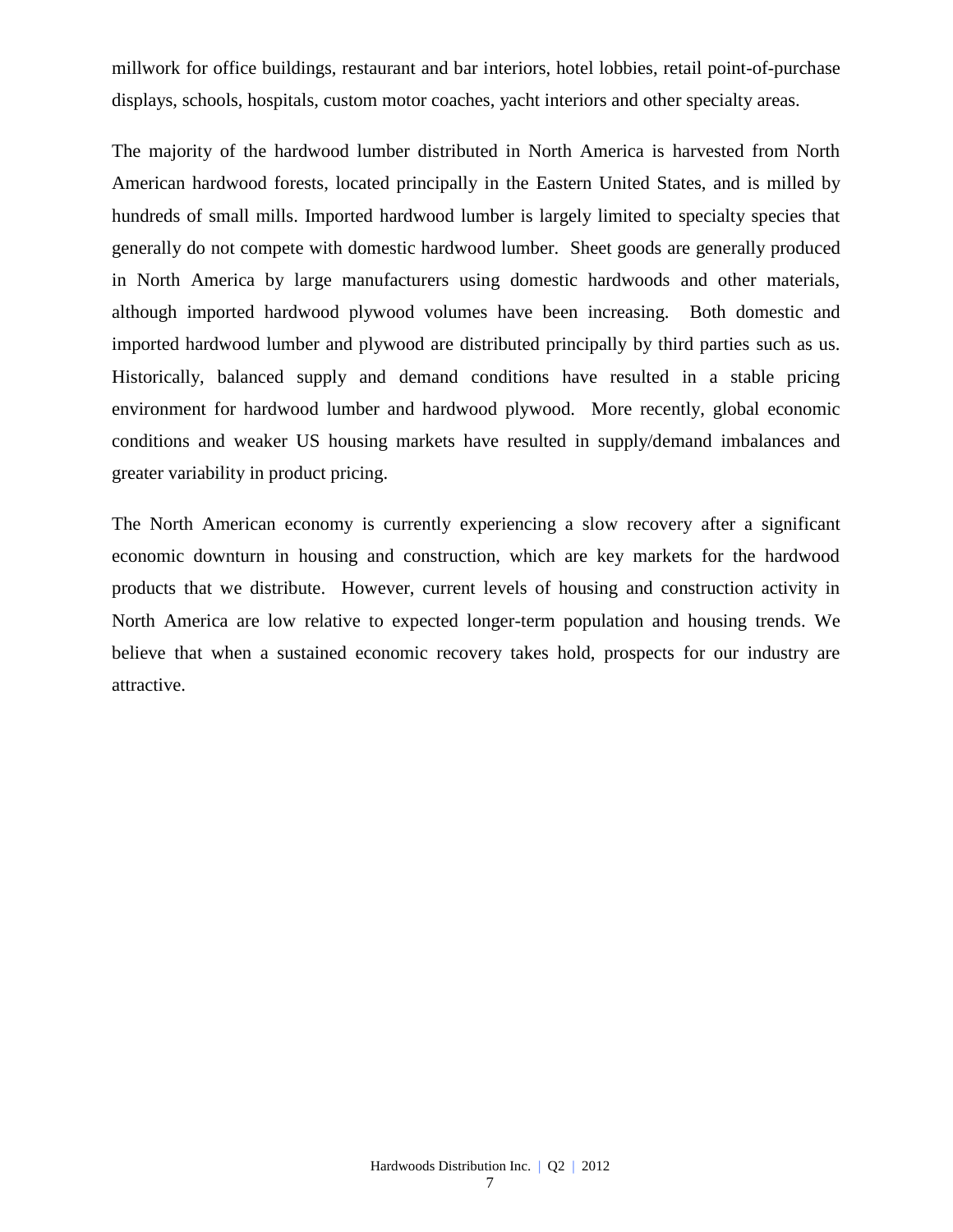millwork for office buildings, restaurant and bar interiors, hotel lobbies, retail point-of-purchase displays, schools, hospitals, custom motor coaches, yacht interiors and other specialty areas.

The majority of the hardwood lumber distributed in North America is harvested from North American hardwood forests, located principally in the Eastern United States, and is milled by hundreds of small mills. Imported hardwood lumber is largely limited to specialty species that generally do not compete with domestic hardwood lumber. Sheet goods are generally produced in North America by large manufacturers using domestic hardwoods and other materials, although imported hardwood plywood volumes have been increasing. Both domestic and imported hardwood lumber and plywood are distributed principally by third parties such as us. Historically, balanced supply and demand conditions have resulted in a stable pricing environment for hardwood lumber and hardwood plywood. More recently, global economic conditions and weaker US housing markets have resulted in supply/demand imbalances and greater variability in product pricing.

The North American economy is currently experiencing a slow recovery after a significant economic downturn in housing and construction, which are key markets for the hardwood products that we distribute. However, current levels of housing and construction activity in North America are low relative to expected longer-term population and housing trends. We believe that when a sustained economic recovery takes hold, prospects for our industry are attractive.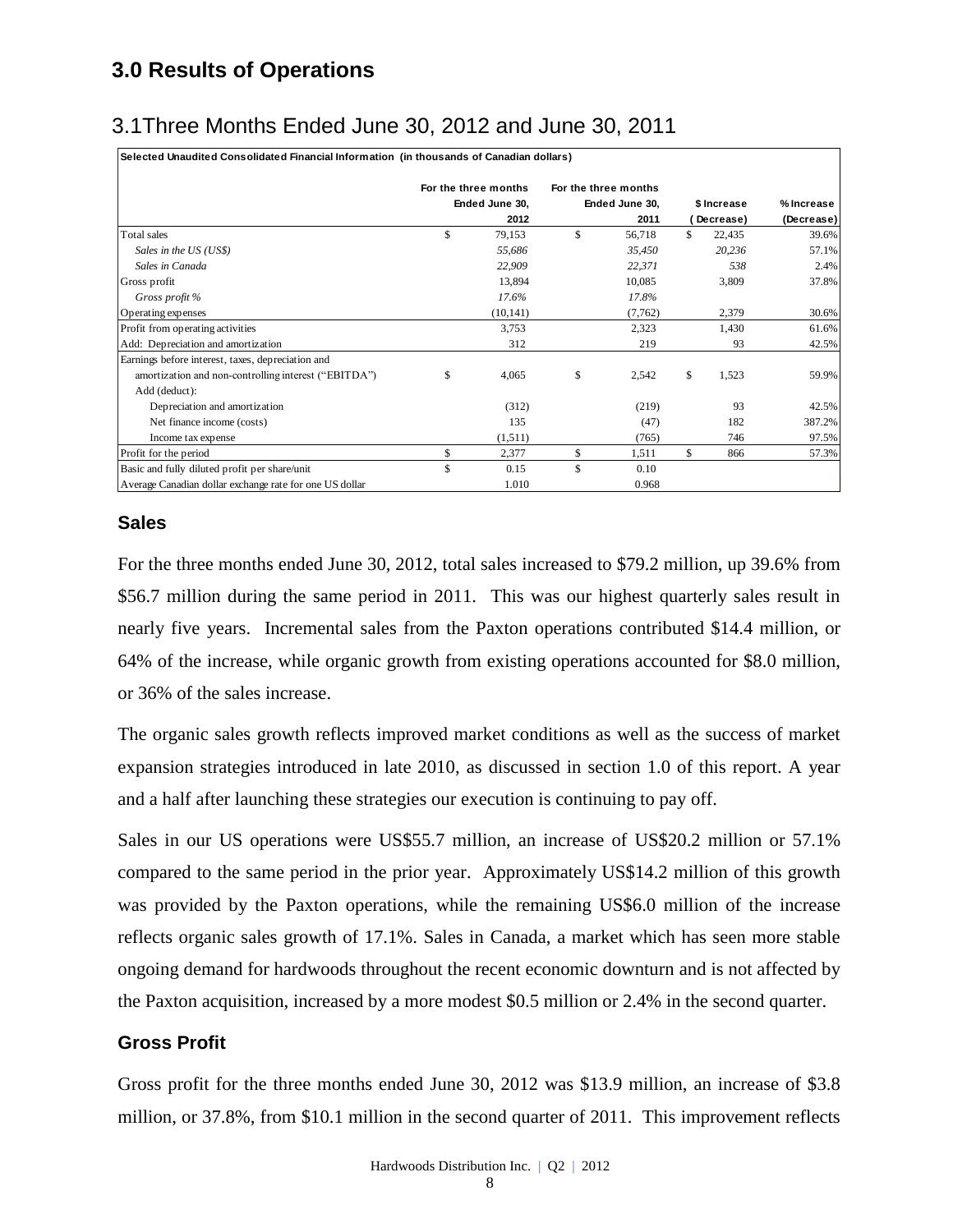## 3.0 Results of Operations

## 3.1Three Months Ended June 30, 2012 and June 30, 2011

| Selected Unaudited Consolidated Financial Information (in thousands of Canadian dollars) | For the three months Ended June 30, 2012 | For the three months Ended June 30, 2011 | $ Increase (Decrease) | % Increase (Decrease) |
|---|---|---|---|---|
| Total sales | $ 79,153 | $ 56,718 | $ 22,435 | 39.6% |
| *Sales in the US (US$)* | *55,686* | *35,450* | *20,236* | 57.1% |
| *Sales in Canada* | *22,909* | *22,371* | *538* | 2.4% |
| Gross profit | 13,894 | 10,085 | 3,809 | 37.8% |
| *Gross profit %* | *17.6%* | *17.8%* | | |
| Operating expenses | (10,141) | (7,762) | 2,379 | 30.6% |
| Profit from operating activities | 3,753 | 2,323 | 1,430 | 61.6% |
| Add: Depreciation and amortization | 312 | 219 | 93 | 42.5% |
| Earnings before interest, taxes, depreciation and amortization and non-controlling interest ("EBITDA") | $ 4,065 | $ 2,542 | $ 1,523 | 59.9% |
| Add (deduct): | | | | |
| Depreciation and amortization | (312) | (219) | 93 | 42.5% |
| Net finance income (costs) | 135 | (47) | 182 | 387.2% |
| Income tax expense | (1,511) | (765) | 746 | 97.5% |
| Profit for the period | $ 2,377 | $ 1,511 | $ 866 | 57.3% |
| Basic and fully diluted profit per share/unit | $ 0.15 | $ 0.10 | | |
| Average Canadian dollar exchange rate for one US dollar | 1.010 | 0.968 | | |

### Sales

For the three months ended June 30, 2012, total sales increased to $79.2 million, up 39.6% from $56.7 million during the same period in 2011. This was our highest quarterly sales result in nearly five years. Incremental sales from the Paxton operations contributed $14.4 million, or 64% of the increase, while organic growth from existing operations accounted for $8.0 million, or 36% of the sales increase.

The organic sales growth reflects improved market conditions as well as the success of market expansion strategies introduced in late 2010, as discussed in section 1.0 of this report. A year and a half after launching these strategies our execution is continuing to pay off.

Sales in our US operations were US$55.7 million, an increase of US$20.2 million or 57.1% compared to the same period in the prior year. Approximately US$14.2 million of this growth was provided by the Paxton operations, while the remaining US$6.0 million of the increase reflects organic sales growth of 17.1%. Sales in Canada, a market which has seen more stable ongoing demand for hardwoods throughout the recent economic downturn and is not affected by the Paxton acquisition, increased by a more modest $0.5 million or 2.4% in the second quarter.

### Gross Profit

Gross profit for the three months ended June 30, 2012 was $13.9 million, an increase of $3.8 million, or 37.8%, from $10.1 million in the second quarter of 2011. This improvement reflects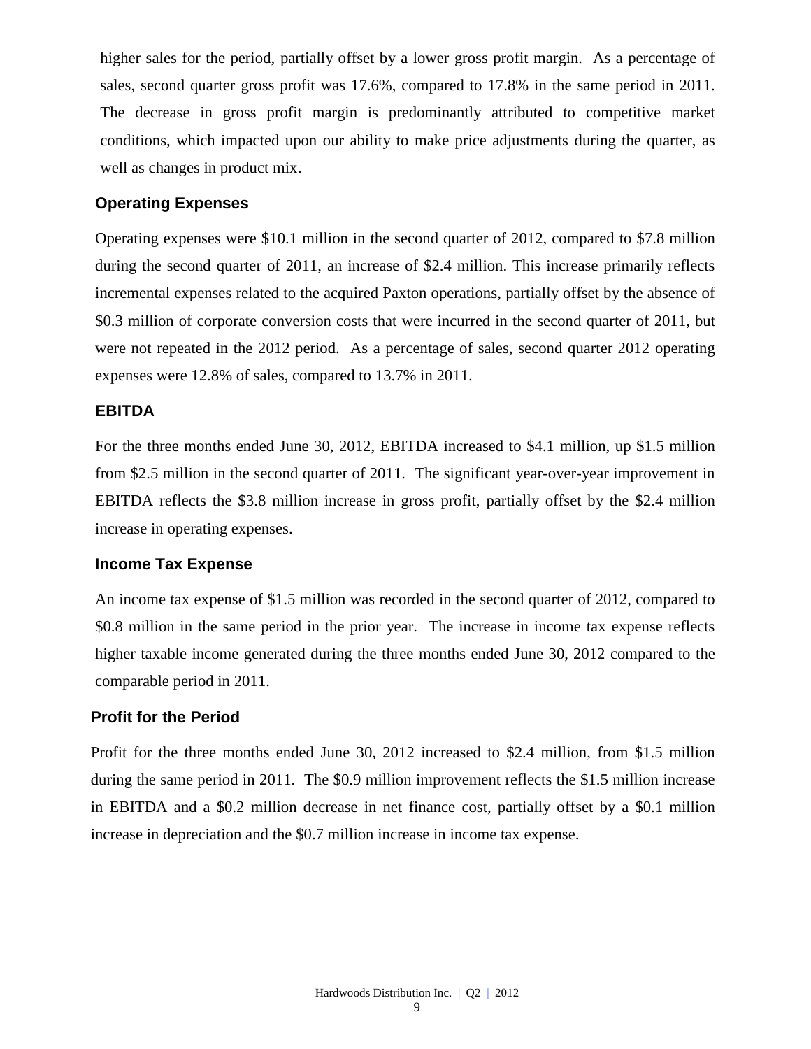higher sales for the period, partially offset by a lower gross profit margin. As a percentage of sales, second quarter gross profit was 17.6%, compared to 17.8% in the same period in 2011. The decrease in gross profit margin is predominantly attributed to competitive market conditions, which impacted upon our ability to make price adjustments during the quarter, as well as changes in product mix.

### Operating Expenses

Operating expenses were $10.1 million in the second quarter of 2012, compared to $7.8 million during the second quarter of 2011, an increase of $2.4 million. This increase primarily reflects incremental expenses related to the acquired Paxton operations, partially offset by the absence of $0.3 million of corporate conversion costs that were incurred in the second quarter of 2011, but were not repeated in the 2012 period. As a percentage of sales, second quarter 2012 operating expenses were 12.8% of sales, compared to 13.7% in 2011.

### EBITDA

For the three months ended June 30, 2012, EBITDA increased to $4.1 million, up $1.5 million from $2.5 million in the second quarter of 2011. The significant year-over-year improvement in EBITDA reflects the $3.8 million increase in gross profit, partially offset by the $2.4 million increase in operating expenses.

### Income Tax Expense

An income tax expense of $1.5 million was recorded in the second quarter of 2012, compared to $0.8 million in the same period in the prior year. The increase in income tax expense reflects higher taxable income generated during the three months ended June 30, 2012 compared to the comparable period in 2011.

### Profit for the Period

Profit for the three months ended June 30, 2012 increased to $2.4 million, from $1.5 million during the same period in 2011. The $0.9 million improvement reflects the $1.5 million increase in EBITDA and a $0.2 million decrease in net finance cost, partially offset by a $0.1 million increase in depreciation and the $0.7 million increase in income tax expense.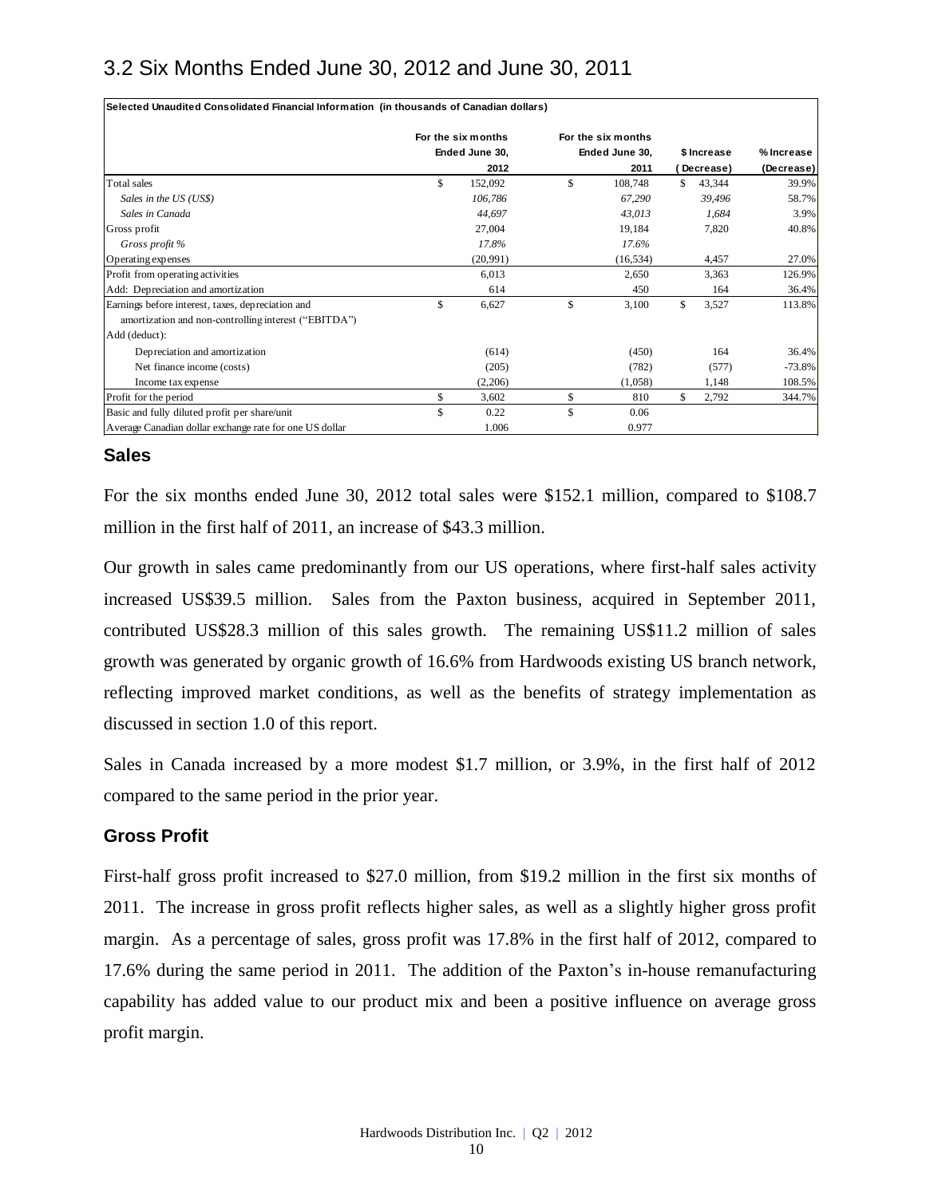## 3.2 Six Months Ended June 30, 2012 and June 30, 2011

**Selected Unaudited Consolidated Financial Information (in thousands of Canadian dollars)**

| | For the six months Ended June 30, 2012 | For the six months Ended June 30, 2011 | $ Increase (Decrease) | % Increase (Decrease) |
|---|---|---|---|---|
| Total sales | $ 152,092 | $ 108,748 | $ 43,344 | 39.9% |
| *Sales in the US (US$)* | *106,786* | *67,290* | *39,496* | 58.7% |
| *Sales in Canada* | *44,697* | *43,013* | *1,684* | 3.9% |
| Gross profit | 27,004 | 19,184 | 7,820 | 40.8% |
| *Gross profit %* | *17.8%* | *17.6%* | | |
| Operating expenses | (20,991) | (16,534) | 4,457 | 27.0% |
| Profit from operating activities | 6,013 | 2,650 | 3,363 | 126.9% |
| Add: Depreciation and amortization | 614 | 450 | 164 | 36.4% |
| Earnings before interest, taxes, depreciation and amortization and non-controlling interest ("EBITDA") | $ 6,627 | $ 3,100 | $ 3,527 | 113.8% |
| Add (deduct): | | | | |
| Depreciation and amortization | (614) | (450) | 164 | 36.4% |
| Net finance income (costs) | (205) | (782) | (577) | -73.8% |
| Income tax expense | (2,206) | (1,058) | 1,148 | 108.5% |
| Profit for the period | $ 3,602 | $ 810 | $ 2,792 | 344.7% |
| Basic and fully diluted profit per share/unit | $ 0.22 | $ 0.06 | | |
| Average Canadian dollar exchange rate for one US dollar | 1.006 | 0.977 | | |

### Sales

For the six months ended June 30, 2012 total sales were $152.1 million, compared to $108.7 million in the first half of 2011, an increase of $43.3 million.

Our growth in sales came predominantly from our US operations, where first-half sales activity increased US$39.5 million. Sales from the Paxton business, acquired in September 2011, contributed US$28.3 million of this sales growth. The remaining US$11.2 million of sales growth was generated by organic growth of 16.6% from Hardwoods existing US branch network, reflecting improved market conditions, as well as the benefits of strategy implementation as discussed in section 1.0 of this report.

Sales in Canada increased by a more modest $1.7 million, or 3.9%, in the first half of 2012 compared to the same period in the prior year.

### Gross Profit

First-half gross profit increased to $27.0 million, from $19.2 million in the first six months of 2011. The increase in gross profit reflects higher sales, as well as a slightly higher gross profit margin. As a percentage of sales, gross profit was 17.8% in the first half of 2012, compared to 17.6% during the same period in 2011. The addition of the Paxton's in-house remanufacturing capability has added value to our product mix and been a positive influence on average gross profit margin.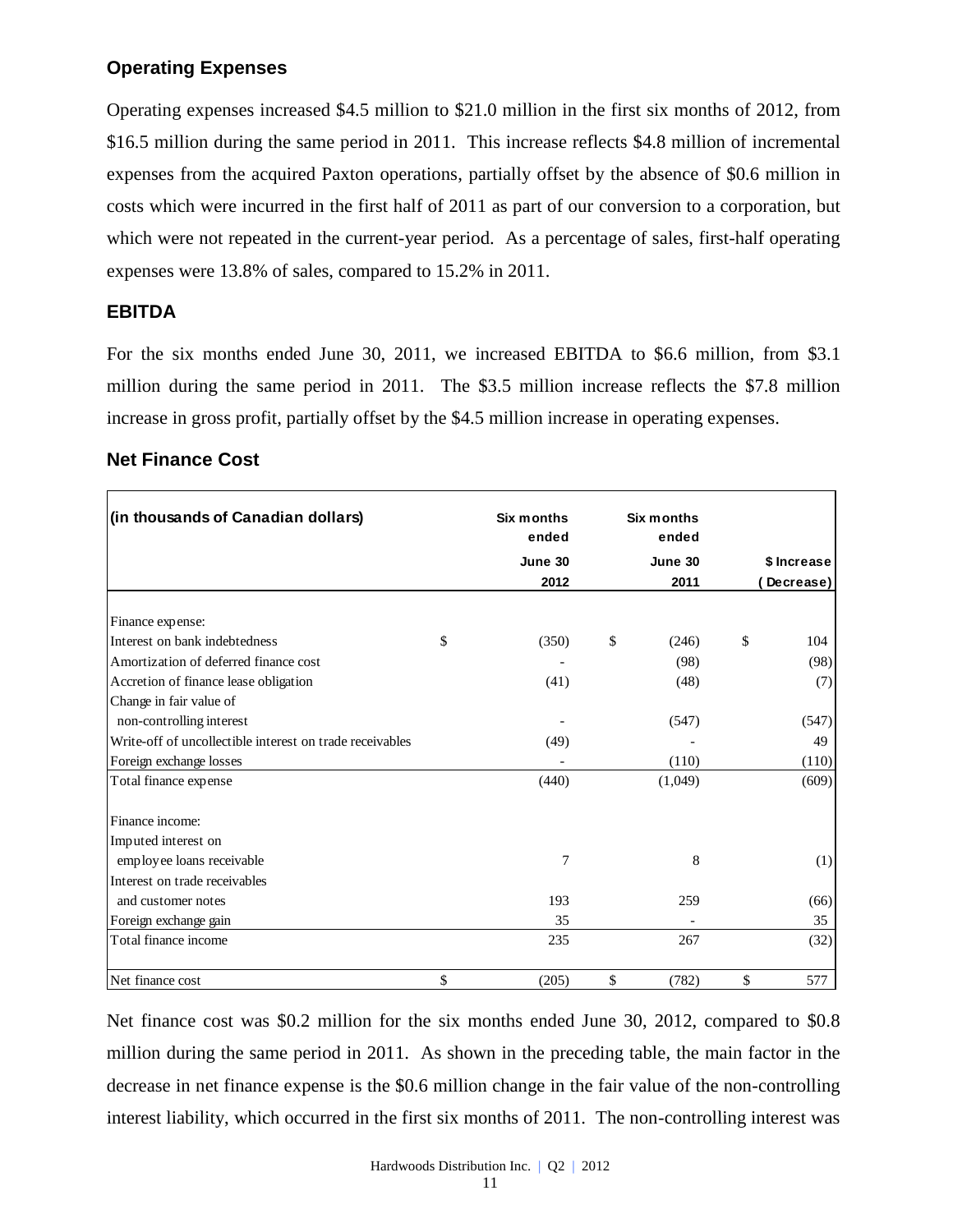### Operating Expenses

Operating expenses increased $4.5 million to $21.0 million in the first six months of 2012, from $16.5 million during the same period in 2011. This increase reflects $4.8 million of incremental expenses from the acquired Paxton operations, partially offset by the absence of $0.6 million in costs which were incurred in the first half of 2011 as part of our conversion to a corporation, but which were not repeated in the current-year period. As a percentage of sales, first-half operating expenses were 13.8% of sales, compared to 15.2% in 2011.

### EBITDA

For the six months ended June 30, 2011, we increased EBITDA to $6.6 million, from $3.1 million during the same period in 2011. The $3.5 million increase reflects the $7.8 million increase in gross profit, partially offset by the $4.5 million increase in operating expenses.

### Net Finance Cost

| (in thousands of Canadian dollars) | Six months ended June 30 2012 | Six months ended June 30 2011 | $ Increase (Decrease) |
|---|---|---|---|
| Finance expense: | | | |
| Interest on bank indebtedness | $ (350) | $ (246) | $ 104 |
| Amortization of deferred finance cost | - | (98) | (98) |
| Accretion of finance lease obligation | (41) | (48) | (7) |
| Change in fair value of non-controlling interest | - | (547) | (547) |
| Write-off of uncollectible interest on trade receivables | (49) | - | 49 |
| Foreign exchange losses | - | (110) | (110) |
| Total finance expense | (440) | (1,049) | (609) |
| Finance income: | | | |
| Imputed interest on employee loans receivable | 7 | 8 | (1) |
| Interest on trade receivables and customer notes | 193 | 259 | (66) |
| Foreign exchange gain | 35 | - | 35 |
| Total finance income | 235 | 267 | (32) |
| Net finance cost | $ (205) | $ (782) | $ 577 |

Net finance cost was $0.2 million for the six months ended June 30, 2012, compared to $0.8 million during the same period in 2011. As shown in the preceding table, the main factor in the decrease in net finance expense is the $0.6 million change in the fair value of the non-controlling interest liability, which occurred in the first six months of 2011. The non-controlling interest was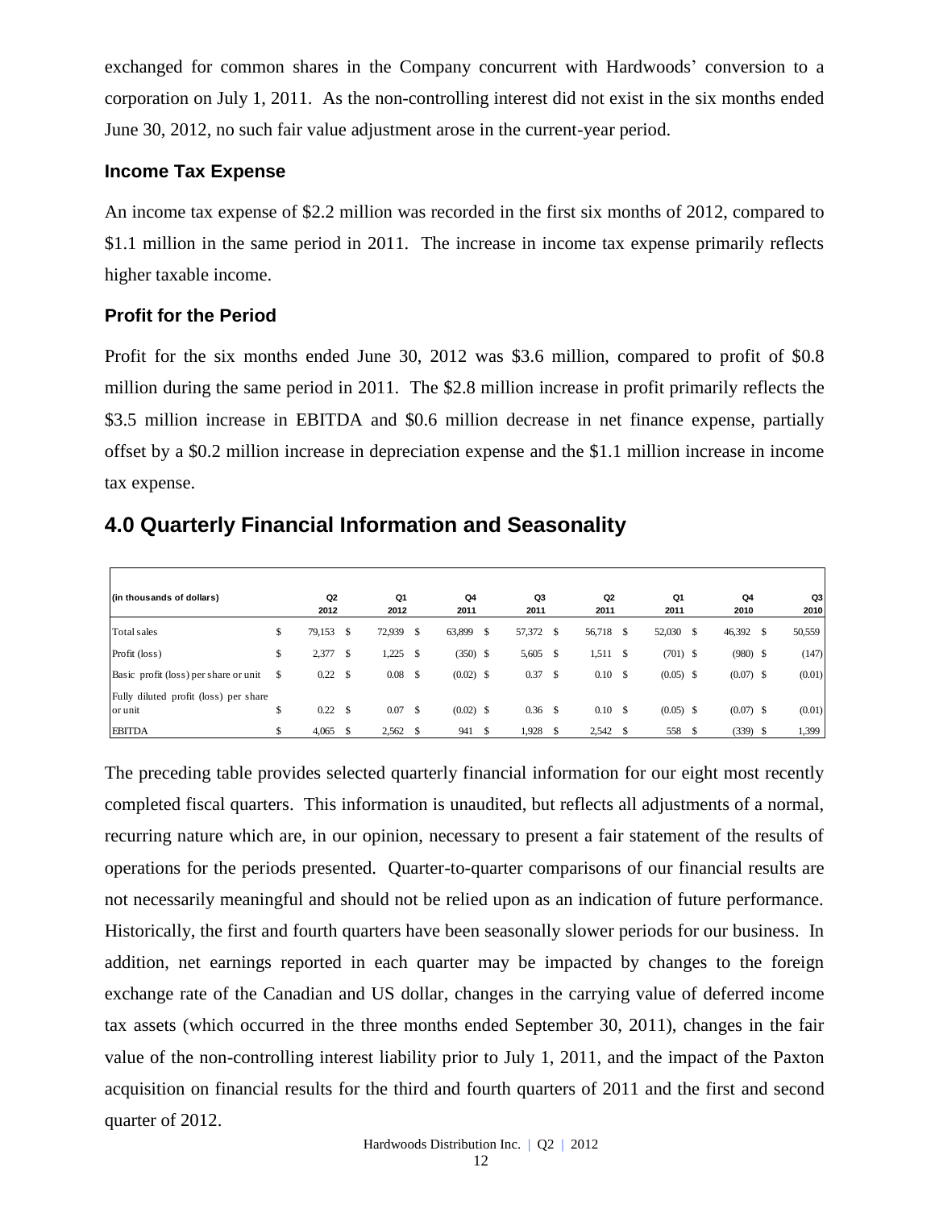exchanged for common shares in the Company concurrent with Hardwoods' conversion to a corporation on July 1, 2011. As the non-controlling interest did not exist in the six months ended June 30, 2012, no such fair value adjustment arose in the current-year period.

### Income Tax Expense

An income tax expense of $2.2 million was recorded in the first six months of 2012, compared to $1.1 million in the same period in 2011. The increase in income tax expense primarily reflects higher taxable income.

### Profit for the Period

Profit for the six months ended June 30, 2012 was $3.6 million, compared to profit of $0.8 million during the same period in 2011. The $2.8 million increase in profit primarily reflects the $3.5 million increase in EBITDA and $0.6 million decrease in net finance expense, partially offset by a $0.2 million increase in depreciation expense and the $1.1 million increase in income tax expense.

## 4.0 Quarterly Financial Information and Seasonality

| (in thousands of dollars) | Q2 2012 | Q1 2012 | Q4 2011 | Q3 2011 | Q2 2011 | Q1 2011 | Q4 2010 | Q3 2010 |
|---|---|---|---|---|---|---|---|---|
| Total sales | $ 79,153 | $ 72,939 | $ 63,899 | $ 57,372 | $ 56,718 | $ 52,030 | $ 46,392 | $ 50,559 |
| Profit (loss) | $ 2,377 | $ 1,225 | $ (350) | $ 5,605 | $ 1,511 | $ (701) | $ (980) | $ (147) |
| Basic profit (loss) per share or unit | $ 0.22 | $ 0.08 | $ (0.02) | $ 0.37 | $ 0.10 | $ (0.05) | $ (0.07) | $ (0.01) |
| Fully diluted profit (loss) per share or unit | $ 0.22 | $ 0.07 | $ (0.02) | $ 0.36 | $ 0.10 | $ (0.05) | $ (0.07) | $ (0.01) |
| EBITDA | $ 4,065 | $ 2,562 | $ 941 | $ 1,928 | $ 2,542 | $ 558 | $ (339) | $ 1,399 |

The preceding table provides selected quarterly financial information for our eight most recently completed fiscal quarters. This information is unaudited, but reflects all adjustments of a normal, recurring nature which are, in our opinion, necessary to present a fair statement of the results of operations for the periods presented. Quarter-to-quarter comparisons of our financial results are not necessarily meaningful and should not be relied upon as an indication of future performance. Historically, the first and fourth quarters have been seasonally slower periods for our business. In addition, net earnings reported in each quarter may be impacted by changes to the foreign exchange rate of the Canadian and US dollar, changes in the carrying value of deferred income tax assets (which occurred in the three months ended September 30, 2011), changes in the fair value of the non-controlling interest liability prior to July 1, 2011, and the impact of the Paxton acquisition on financial results for the third and fourth quarters of 2011 and the first and second quarter of 2012.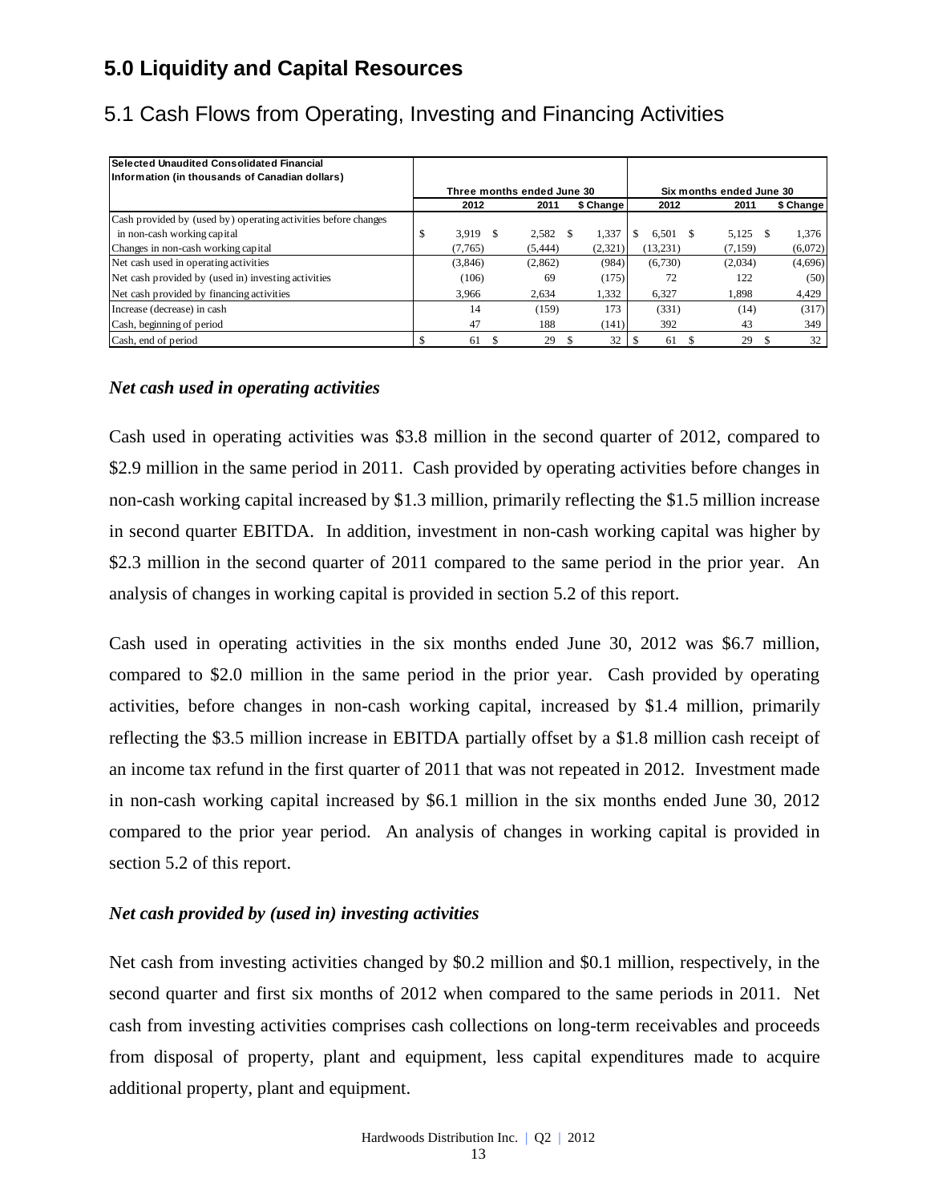## 5.0 Liquidity and Capital Resources

### 5.1 Cash Flows from Operating, Investing and Financing Activities

| Selected Unaudited Consolidated Financial Information (in thousands of Canadian dollars) | Three months ended June 30 | | | Six months ended June 30 | | |
|---|---|---|---|---|---|---|
| | 2012 | 2011 | $ Change | 2012 | 2011 | $ Change |
| Cash provided by (used by) operating activities before changes in non-cash working capital | $ 3,919 | $ 2,582 | $ 1,337 | $ 6,501 | $ 5,125 | $ 1,376 |
| Changes in non-cash working capital | (7,765) | (5,444) | (2,321) | (13,231) | (7,159) | (6,072) |
| Net cash used in operating activities | (3,846) | (2,862) | (984) | (6,730) | (2,034) | (4,696) |
| Net cash provided by (used in) investing activities | (106) | 69 | (175) | 72 | 122 | (50) |
| Net cash provided by financing activities | 3,966 | 2,634 | 1,332 | 6,327 | 1,898 | 4,429 |
| Increase (decrease) in cash | 14 | (159) | 173 | (331) | (14) | (317) |
| Cash, beginning of period | 47 | 188 | (141) | 392 | 43 | 349 |
| Cash, end of period | $ 61 | $ 29 | $ 32 | $ 61 | $ 29 | $ 32 |

***Net cash used in operating activities***

Cash used in operating activities was $3.8 million in the second quarter of 2012, compared to $2.9 million in the same period in 2011. Cash provided by operating activities before changes in non-cash working capital increased by $1.3 million, primarily reflecting the $1.5 million increase in second quarter EBITDA. In addition, investment in non-cash working capital was higher by $2.3 million in the second quarter of 2011 compared to the same period in the prior year. An analysis of changes in working capital is provided in section 5.2 of this report.

Cash used in operating activities in the six months ended June 30, 2012 was $6.7 million, compared to $2.0 million in the same period in the prior year. Cash provided by operating activities, before changes in non-cash working capital, increased by $1.4 million, primarily reflecting the $3.5 million increase in EBITDA partially offset by a $1.8 million cash receipt of an income tax refund in the first quarter of 2011 that was not repeated in 2012. Investment made in non-cash working capital increased by $6.1 million in the six months ended June 30, 2012 compared to the prior year period. An analysis of changes in working capital is provided in section 5.2 of this report.

***Net cash provided by (used in) investing activities***

Net cash from investing activities changed by $0.2 million and $0.1 million, respectively, in the second quarter and first six months of 2012 when compared to the same periods in 2011. Net cash from investing activities comprises cash collections on long-term receivables and proceeds from disposal of property, plant and equipment, less capital expenditures made to acquire additional property, plant and equipment.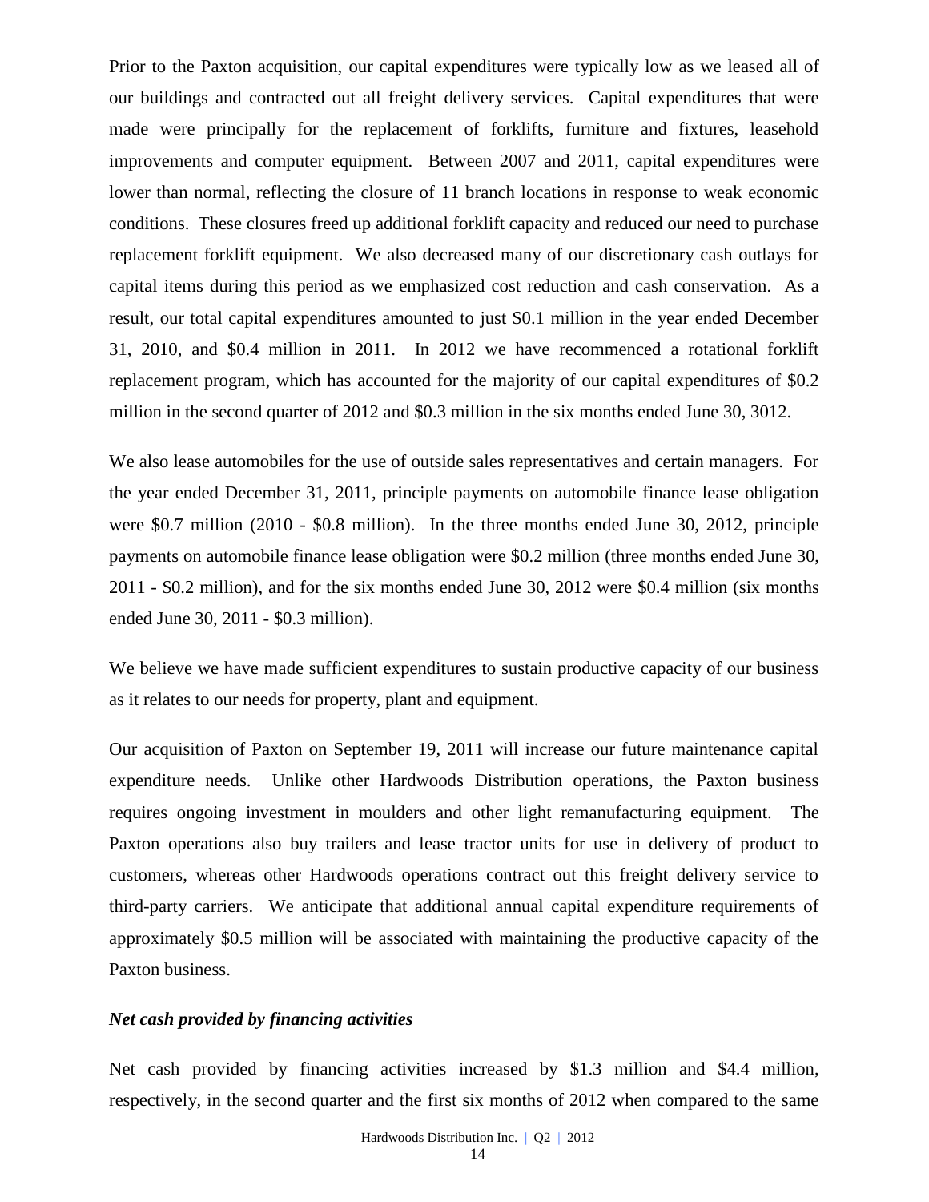Prior to the Paxton acquisition, our capital expenditures were typically low as we leased all of our buildings and contracted out all freight delivery services. Capital expenditures that were made were principally for the replacement of forklifts, furniture and fixtures, leasehold improvements and computer equipment. Between 2007 and 2011, capital expenditures were lower than normal, reflecting the closure of 11 branch locations in response to weak economic conditions. These closures freed up additional forklift capacity and reduced our need to purchase replacement forklift equipment. We also decreased many of our discretionary cash outlays for capital items during this period as we emphasized cost reduction and cash conservation. As a result, our total capital expenditures amounted to just \$0.1 million in the year ended December 31, 2010, and \$0.4 million in 2011. In 2012 we have recommenced a rotational forklift replacement program, which has accounted for the majority of our capital expenditures of \$0.2 million in the second quarter of 2012 and \$0.3 million in the six months ended June 30, 3012.

We also lease automobiles for the use of outside sales representatives and certain managers. For the year ended December 31, 2011, principle payments on automobile finance lease obligation were \$0.7 million (2010 - \$0.8 million). In the three months ended June 30, 2012, principle payments on automobile finance lease obligation were \$0.2 million (three months ended June 30, 2011 - \$0.2 million), and for the six months ended June 30, 2012 were \$0.4 million (six months ended June 30, 2011 - \$0.3 million).

We believe we have made sufficient expenditures to sustain productive capacity of our business as it relates to our needs for property, plant and equipment.

Our acquisition of Paxton on September 19, 2011 will increase our future maintenance capital expenditure needs. Unlike other Hardwoods Distribution operations, the Paxton business requires ongoing investment in moulders and other light remanufacturing equipment. The Paxton operations also buy trailers and lease tractor units for use in delivery of product to customers, whereas other Hardwoods operations contract out this freight delivery service to third-party carriers. We anticipate that additional annual capital expenditure requirements of approximately \$0.5 million will be associated with maintaining the productive capacity of the Paxton business.

***Net cash provided by financing activities***

Net cash provided by financing activities increased by \$1.3 million and \$4.4 million, respectively, in the second quarter and the first six months of 2012 when compared to the same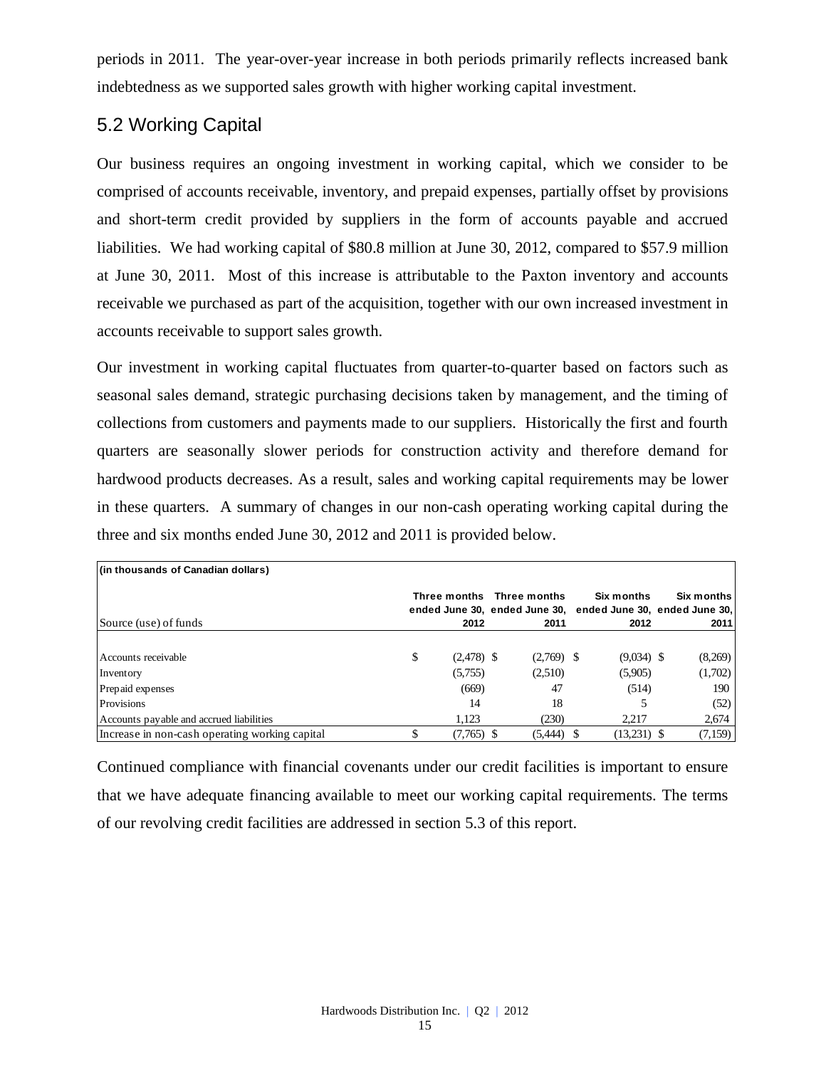periods in 2011. The year-over-year increase in both periods primarily reflects increased bank indebtedness as we supported sales growth with higher working capital investment.

## 5.2 Working Capital

Our business requires an ongoing investment in working capital, which we consider to be comprised of accounts receivable, inventory, and prepaid expenses, partially offset by provisions and short-term credit provided by suppliers in the form of accounts payable and accrued liabilities. We had working capital of $80.8 million at June 30, 2012, compared to $57.9 million at June 30, 2011. Most of this increase is attributable to the Paxton inventory and accounts receivable we purchased as part of the acquisition, together with our own increased investment in accounts receivable to support sales growth.

Our investment in working capital fluctuates from quarter-to-quarter based on factors such as seasonal sales demand, strategic purchasing decisions taken by management, and the timing of collections from customers and payments made to our suppliers. Historically the first and fourth quarters are seasonally slower periods for construction activity and therefore demand for hardwood products decreases. As a result, sales and working capital requirements may be lower in these quarters. A summary of changes in our non-cash operating working capital during the three and six months ended June 30, 2012 and 2011 is provided below.

| (in thousands of Canadian dollars) | | | | |
|---|---|---|---|---|
| Source (use) of funds | Three months ended June 30, 2012 | Three months ended June 30, 2011 | Six months ended June 30, 2012 | Six months ended June 30, 2011 |
| Accounts receivable | $ (2,478) | $ (2,769) | $ (9,034) | $ (8,269) |
| Inventory | (5,755) | (2,510) | (5,905) | (1,702) |
| Prepaid expenses | (669) | 47 | (514) | 190 |
| Provisions | 14 | 18 | 5 | (52) |
| Accounts payable and accrued liabilities | 1,123 | (230) | 2,217 | 2,674 |
| Increase in non-cash operating working capital | $ (7,765) | $ (5,444) | $ (13,231) | $ (7,159) |

Continued compliance with financial covenants under our credit facilities is important to ensure that we have adequate financing available to meet our working capital requirements. The terms of our revolving credit facilities are addressed in section 5.3 of this report.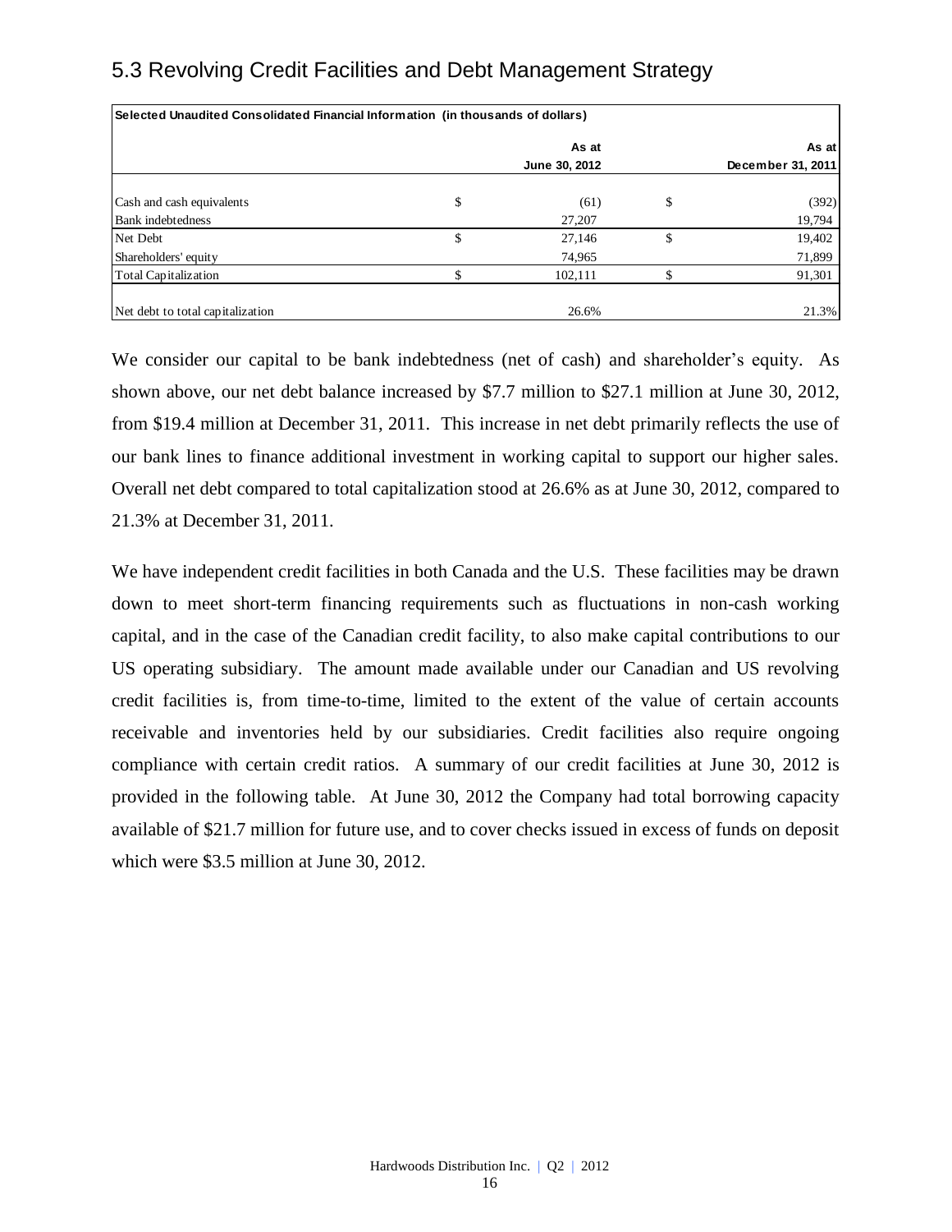## 5.3 Revolving Credit Facilities and Debt Management Strategy

| Selected Unaudited Consolidated Financial Information (in thousands of dollars) | | | | |
|---|---|---|---|---|
| | | **As at June 30, 2012** | | **As at December 31, 2011** |
| Cash and cash equivalents | $ | (61) | $ | (392) |
| Bank indebtedness | | 27,207 | | 19,794 |
| Net Debt | $ | 27,146 | $ | 19,402 |
| Shareholders' equity | | 74,965 | | 71,899 |
| Total Capitalization | $ | 102,111 | $ | 91,301 |
| Net debt to total capitalization | | 26.6% | | 21.3% |

We consider our capital to be bank indebtedness (net of cash) and shareholder's equity. As shown above, our net debt balance increased by $7.7 million to $27.1 million at June 30, 2012, from $19.4 million at December 31, 2011. This increase in net debt primarily reflects the use of our bank lines to finance additional investment in working capital to support our higher sales. Overall net debt compared to total capitalization stood at 26.6% as at June 30, 2012, compared to 21.3% at December 31, 2011.

We have independent credit facilities in both Canada and the U.S. These facilities may be drawn down to meet short-term financing requirements such as fluctuations in non-cash working capital, and in the case of the Canadian credit facility, to also make capital contributions to our US operating subsidiary. The amount made available under our Canadian and US revolving credit facilities is, from time-to-time, limited to the extent of the value of certain accounts receivable and inventories held by our subsidiaries. Credit facilities also require ongoing compliance with certain credit ratios. A summary of our credit facilities at June 30, 2012 is provided in the following table. At June 30, 2012 the Company had total borrowing capacity available of $21.7 million for future use, and to cover checks issued in excess of funds on deposit which were $3.5 million at June 30, 2012.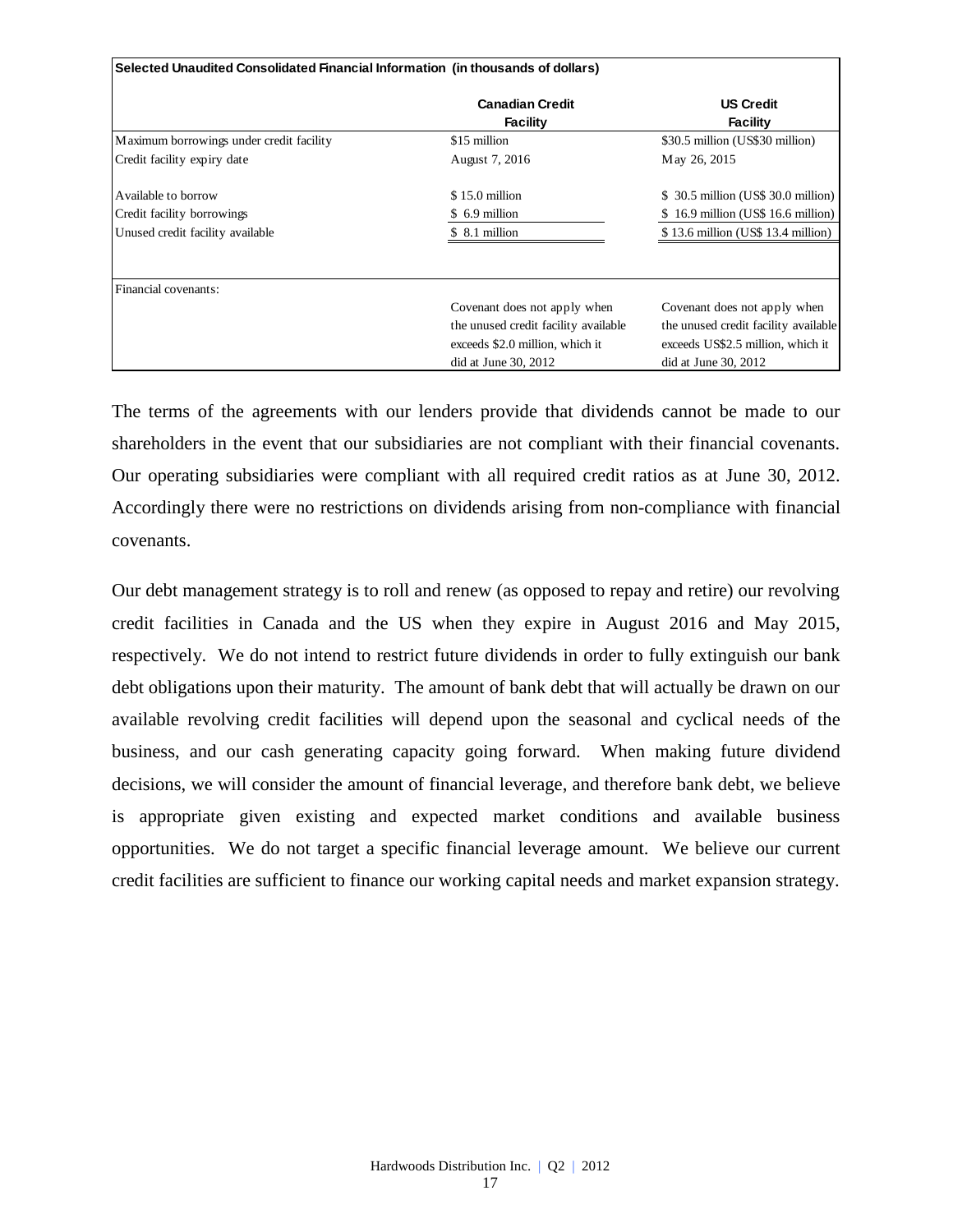| Selected Unaudited Consolidated Financial Information (in thousands of dollars) | | |
|---|---|---|
| | **Canadian Credit Facility** | **US Credit Facility** |
| Maximum borrowings under credit facility | $15 million | $30.5 million (US$30 million) |
| Credit facility expiry date | August 7, 2016 | May 26, 2015 |
| Available to borrow | $ 15.0 million | $ 30.5 million (US$ 30.0 million) |
| Credit facility borrowings | $ 6.9 million | $ 16.9 million (US$ 16.6 million) |
| Unused credit facility available | $ 8.1 million | $ 13.6 million (US$ 13.4 million) |
| Financial covenants: | | |
| | Covenant does not apply when the unused credit facility available exceeds $2.0 million, which it did at June 30, 2012 | Covenant does not apply when the unused credit facility available exceeds US$2.5 million, which it did at June 30, 2012 |

The terms of the agreements with our lenders provide that dividends cannot be made to our shareholders in the event that our subsidiaries are not compliant with their financial covenants. Our operating subsidiaries were compliant with all required credit ratios as at June 30, 2012. Accordingly there were no restrictions on dividends arising from non-compliance with financial covenants.

Our debt management strategy is to roll and renew (as opposed to repay and retire) our revolving credit facilities in Canada and the US when they expire in August 2016 and May 2015, respectively. We do not intend to restrict future dividends in order to fully extinguish our bank debt obligations upon their maturity. The amount of bank debt that will actually be drawn on our available revolving credit facilities will depend upon the seasonal and cyclical needs of the business, and our cash generating capacity going forward. When making future dividend decisions, we will consider the amount of financial leverage, and therefore bank debt, we believe is appropriate given existing and expected market conditions and available business opportunities. We do not target a specific financial leverage amount. We believe our current credit facilities are sufficient to finance our working capital needs and market expansion strategy.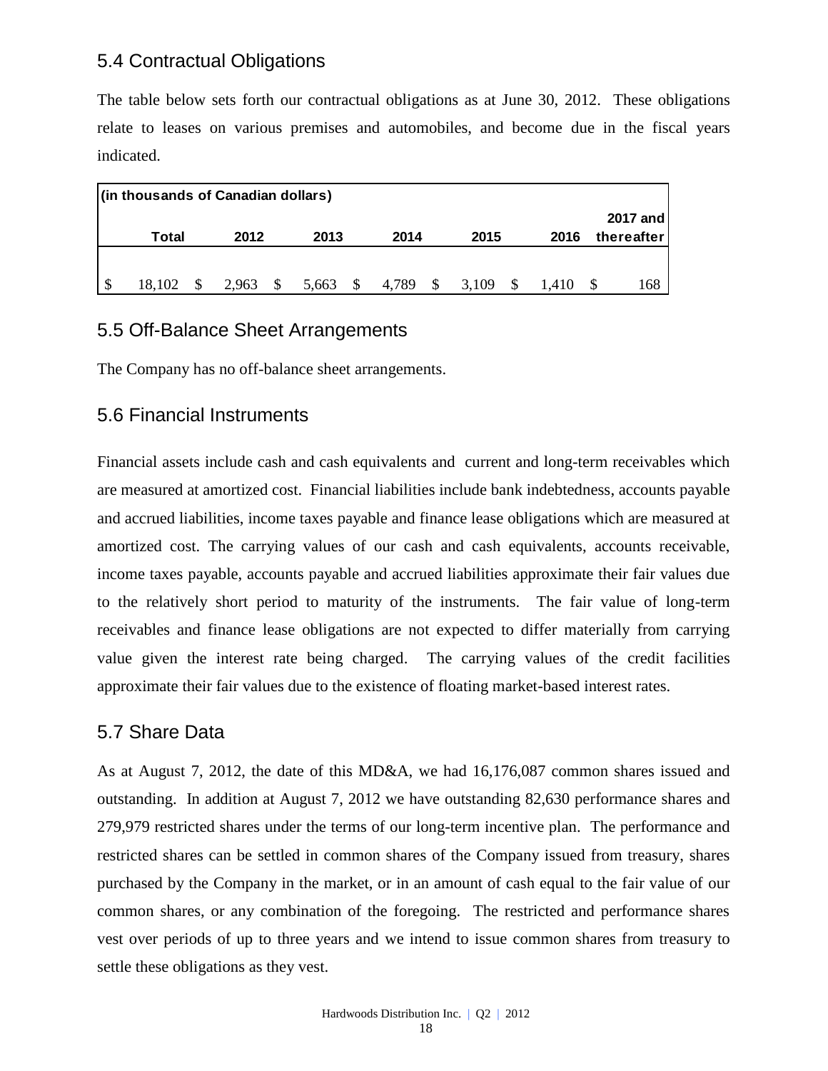## 5.4 Contractual Obligations

The table below sets forth our contractual obligations as at June 30, 2012. These obligations relate to leases on various premises and automobiles, and become due in the fiscal years indicated.

| (in thousands of Canadian dollars) | | | | | | |
|---|---|---|---|---|---|---|
| Total | 2012 | 2013 | 2014 | 2015 | 2016 | 2017 and thereafter |
| $ 18,102 | $ 2,963 | $ 5,663 | $ 4,789 | $ 3,109 | $ 1,410 | $ 168 |

## 5.5 Off-Balance Sheet Arrangements

The Company has no off-balance sheet arrangements.

## 5.6 Financial Instruments

Financial assets include cash and cash equivalents and current and long-term receivables which are measured at amortized cost. Financial liabilities include bank indebtedness, accounts payable and accrued liabilities, income taxes payable and finance lease obligations which are measured at amortized cost. The carrying values of our cash and cash equivalents, accounts receivable, income taxes payable, accounts payable and accrued liabilities approximate their fair values due to the relatively short period to maturity of the instruments. The fair value of long-term receivables and finance lease obligations are not expected to differ materially from carrying value given the interest rate being charged. The carrying values of the credit facilities approximate their fair values due to the existence of floating market-based interest rates.

## 5.7 Share Data

As at August 7, 2012, the date of this MD&A, we had 16,176,087 common shares issued and outstanding. In addition at August 7, 2012 we have outstanding 82,630 performance shares and 279,979 restricted shares under the terms of our long-term incentive plan. The performance and restricted shares can be settled in common shares of the Company issued from treasury, shares purchased by the Company in the market, or in an amount of cash equal to the fair value of our common shares, or any combination of the foregoing. The restricted and performance shares vest over periods of up to three years and we intend to issue common shares from treasury to settle these obligations as they vest.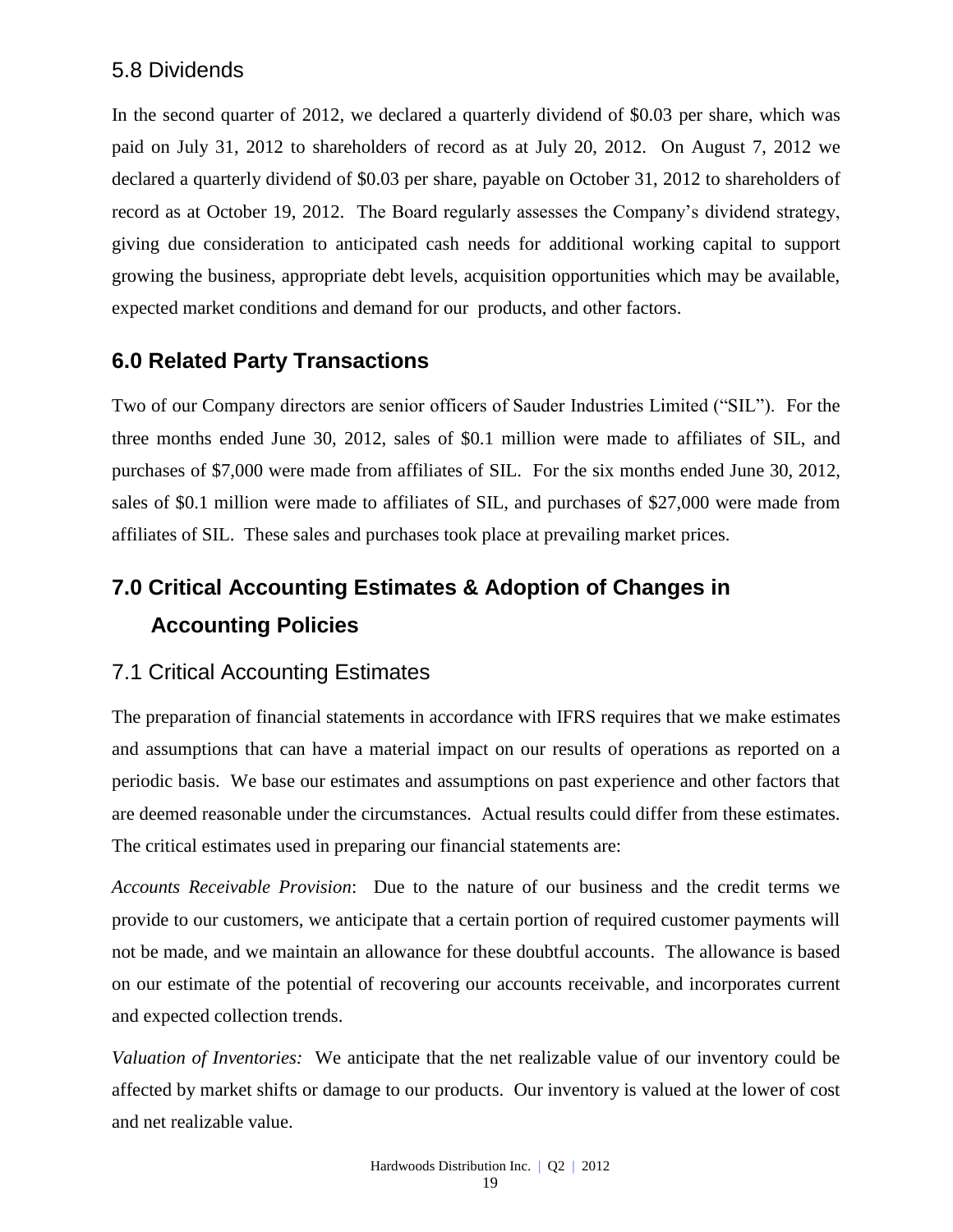## 5.8 Dividends

In the second quarter of 2012, we declared a quarterly dividend of $0.03 per share, which was paid on July 31, 2012 to shareholders of record as at July 20, 2012. On August 7, 2012 we declared a quarterly dividend of $0.03 per share, payable on October 31, 2012 to shareholders of record as at October 19, 2012. The Board regularly assesses the Company's dividend strategy, giving due consideration to anticipated cash needs for additional working capital to support growing the business, appropriate debt levels, acquisition opportunities which may be available, expected market conditions and demand for our products, and other factors.

# 6.0 Related Party Transactions

Two of our Company directors are senior officers of Sauder Industries Limited ("SIL"). For the three months ended June 30, 2012, sales of $0.1 million were made to affiliates of SIL, and purchases of $7,000 were made from affiliates of SIL. For the six months ended June 30, 2012, sales of $0.1 million were made to affiliates of SIL, and purchases of $27,000 were made from affiliates of SIL. These sales and purchases took place at prevailing market prices.

# 7.0 Critical Accounting Estimates & Adoption of Changes in Accounting Policies

## 7.1 Critical Accounting Estimates

The preparation of financial statements in accordance with IFRS requires that we make estimates and assumptions that can have a material impact on our results of operations as reported on a periodic basis. We base our estimates and assumptions on past experience and other factors that are deemed reasonable under the circumstances. Actual results could differ from these estimates. The critical estimates used in preparing our financial statements are:

*Accounts Receivable Provision*: Due to the nature of our business and the credit terms we provide to our customers, we anticipate that a certain portion of required customer payments will not be made, and we maintain an allowance for these doubtful accounts. The allowance is based on our estimate of the potential of recovering our accounts receivable, and incorporates current and expected collection trends.

*Valuation of Inventories:* We anticipate that the net realizable value of our inventory could be affected by market shifts or damage to our products. Our inventory is valued at the lower of cost and net realizable value.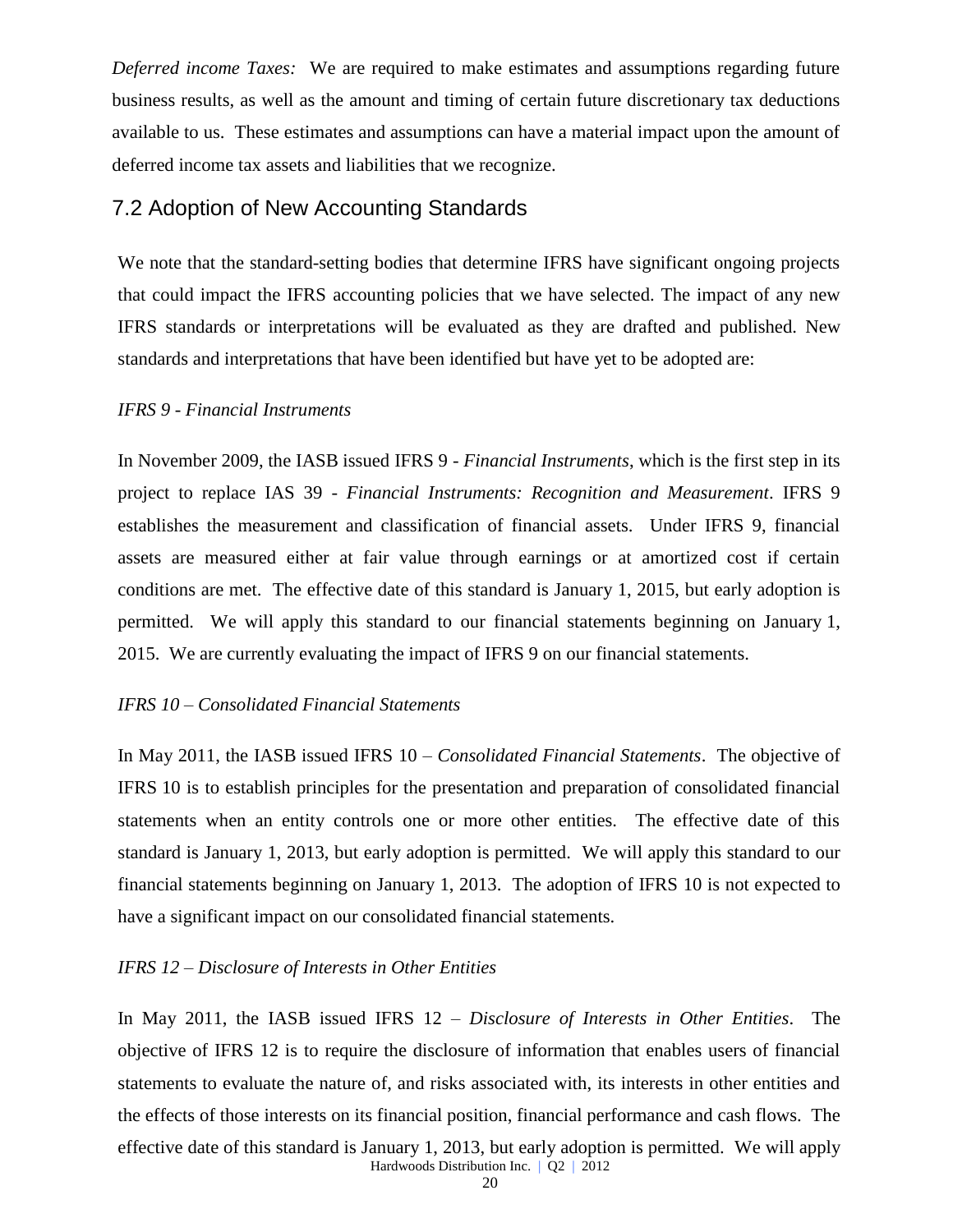*Deferred income Taxes:* We are required to make estimates and assumptions regarding future business results, as well as the amount and timing of certain future discretionary tax deductions available to us. These estimates and assumptions can have a material impact upon the amount of deferred income tax assets and liabilities that we recognize.

## 7.2 Adoption of New Accounting Standards

We note that the standard-setting bodies that determine IFRS have significant ongoing projects that could impact the IFRS accounting policies that we have selected. The impact of any new IFRS standards or interpretations will be evaluated as they are drafted and published. New standards and interpretations that have been identified but have yet to be adopted are:

*IFRS 9 - Financial Instruments*

In November 2009, the IASB issued IFRS 9 - *Financial Instruments*, which is the first step in its project to replace IAS 39 - *Financial Instruments: Recognition and Measurement*. IFRS 9 establishes the measurement and classification of financial assets. Under IFRS 9, financial assets are measured either at fair value through earnings or at amortized cost if certain conditions are met. The effective date of this standard is January 1, 2015, but early adoption is permitted. We will apply this standard to our financial statements beginning on January 1, 2015. We are currently evaluating the impact of IFRS 9 on our financial statements.

*IFRS 10 – Consolidated Financial Statements*

In May 2011, the IASB issued IFRS 10 – *Consolidated Financial Statements*. The objective of IFRS 10 is to establish principles for the presentation and preparation of consolidated financial statements when an entity controls one or more other entities. The effective date of this standard is January 1, 2013, but early adoption is permitted. We will apply this standard to our financial statements beginning on January 1, 2013. The adoption of IFRS 10 is not expected to have a significant impact on our consolidated financial statements.

*IFRS 12 – Disclosure of Interests in Other Entities*

In May 2011, the IASB issued IFRS 12 – *Disclosure of Interests in Other Entities*. The objective of IFRS 12 is to require the disclosure of information that enables users of financial statements to evaluate the nature of, and risks associated with, its interests in other entities and the effects of those interests on its financial position, financial performance and cash flows. The effective date of this standard is January 1, 2013, but early adoption is permitted. We will apply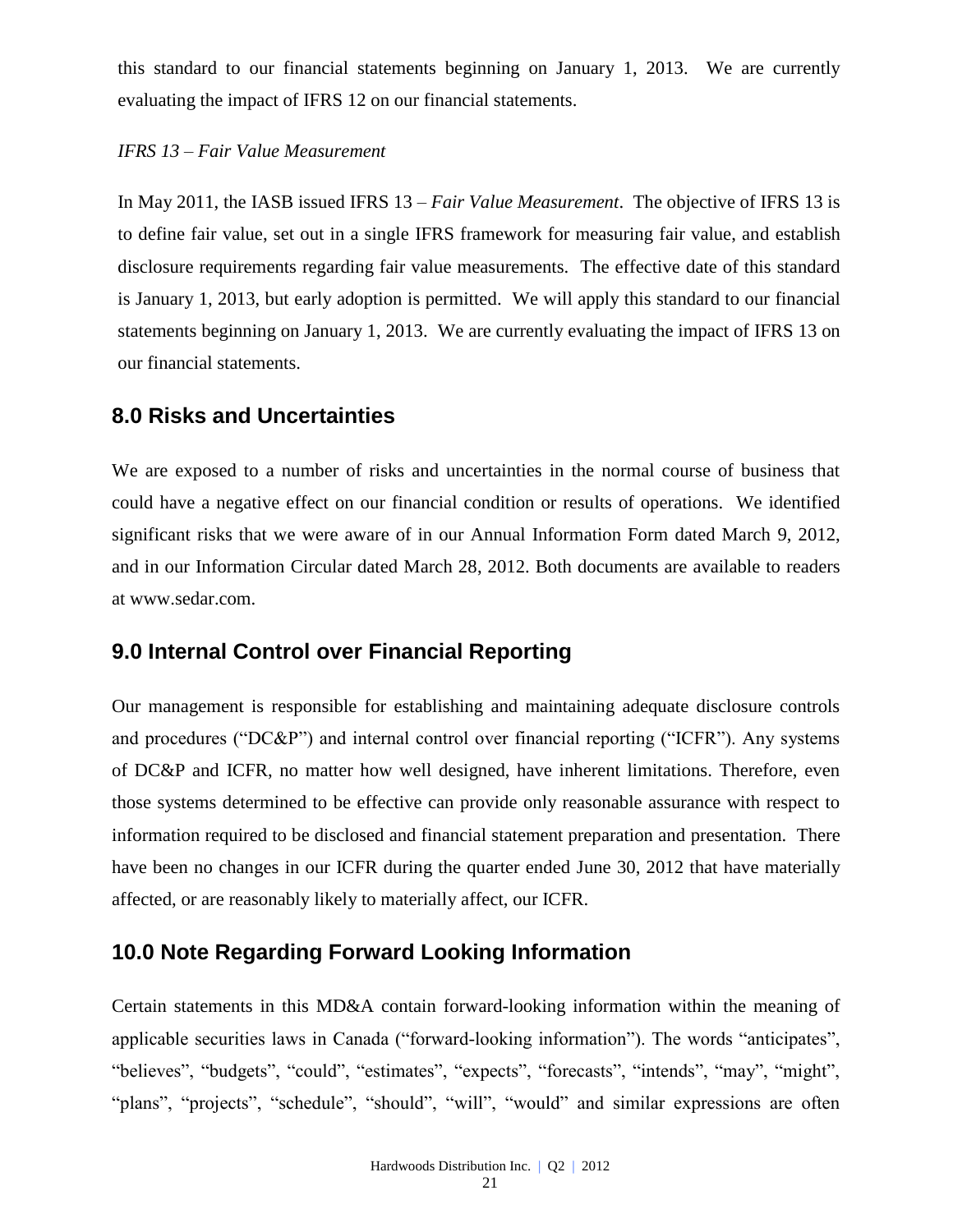this standard to our financial statements beginning on January 1, 2013. We are currently evaluating the impact of IFRS 12 on our financial statements.

*IFRS 13 – Fair Value Measurement*

In May 2011, the IASB issued IFRS 13 – *Fair Value Measurement*. The objective of IFRS 13 is to define fair value, set out in a single IFRS framework for measuring fair value, and establish disclosure requirements regarding fair value measurements. The effective date of this standard is January 1, 2013, but early adoption is permitted. We will apply this standard to our financial statements beginning on January 1, 2013. We are currently evaluating the impact of IFRS 13 on our financial statements.

## 8.0 Risks and Uncertainties

We are exposed to a number of risks and uncertainties in the normal course of business that could have a negative effect on our financial condition or results of operations. We identified significant risks that we were aware of in our Annual Information Form dated March 9, 2012, and in our Information Circular dated March 28, 2012. Both documents are available to readers at www.sedar.com.

## 9.0 Internal Control over Financial Reporting

Our management is responsible for establishing and maintaining adequate disclosure controls and procedures ("DC&P") and internal control over financial reporting ("ICFR"). Any systems of DC&P and ICFR, no matter how well designed, have inherent limitations. Therefore, even those systems determined to be effective can provide only reasonable assurance with respect to information required to be disclosed and financial statement preparation and presentation. There have been no changes in our ICFR during the quarter ended June 30, 2012 that have materially affected, or are reasonably likely to materially affect, our ICFR.

## 10.0 Note Regarding Forward Looking Information

Certain statements in this MD&A contain forward-looking information within the meaning of applicable securities laws in Canada ("forward-looking information"). The words "anticipates", "believes", "budgets", "could", "estimates", "expects", "forecasts", "intends", "may", "might", "plans", "projects", "schedule", "should", "will", "would" and similar expressions are often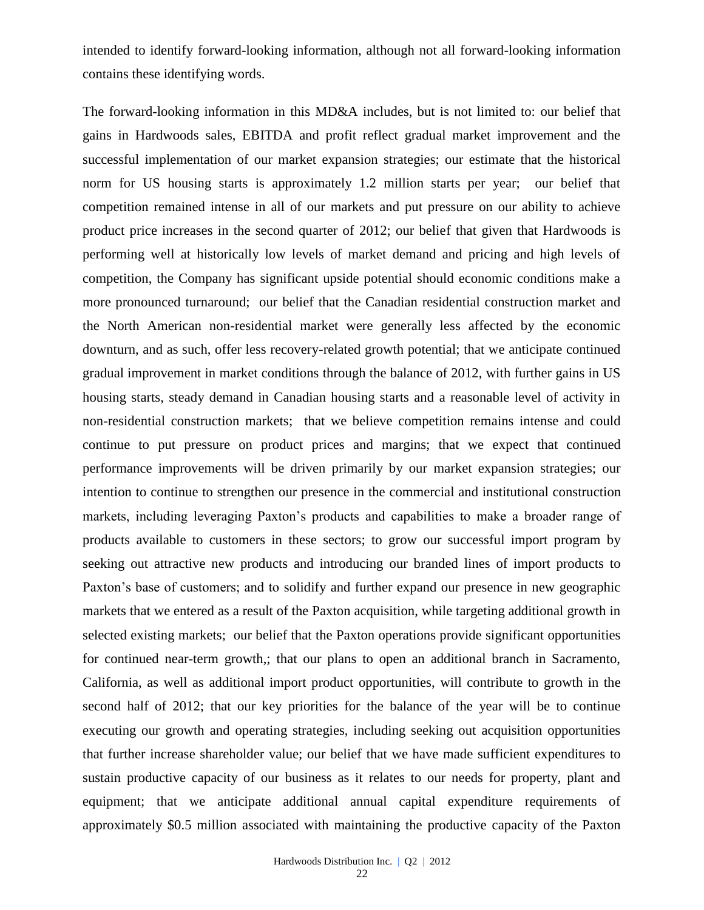intended to identify forward-looking information, although not all forward-looking information contains these identifying words.

The forward-looking information in this MD&A includes, but is not limited to: our belief that gains in Hardwoods sales, EBITDA and profit reflect gradual market improvement and the successful implementation of our market expansion strategies; our estimate that the historical norm for US housing starts is approximately 1.2 million starts per year; our belief that competition remained intense in all of our markets and put pressure on our ability to achieve product price increases in the second quarter of 2012; our belief that given that Hardwoods is performing well at historically low levels of market demand and pricing and high levels of competition, the Company has significant upside potential should economic conditions make a more pronounced turnaround; our belief that the Canadian residential construction market and the North American non-residential market were generally less affected by the economic downturn, and as such, offer less recovery-related growth potential; that we anticipate continued gradual improvement in market conditions through the balance of 2012, with further gains in US housing starts, steady demand in Canadian housing starts and a reasonable level of activity in non-residential construction markets; that we believe competition remains intense and could continue to put pressure on product prices and margins; that we expect that continued performance improvements will be driven primarily by our market expansion strategies; our intention to continue to strengthen our presence in the commercial and institutional construction markets, including leveraging Paxton's products and capabilities to make a broader range of products available to customers in these sectors; to grow our successful import program by seeking out attractive new products and introducing our branded lines of import products to Paxton's base of customers; and to solidify and further expand our presence in new geographic markets that we entered as a result of the Paxton acquisition, while targeting additional growth in selected existing markets; our belief that the Paxton operations provide significant opportunities for continued near-term growth,; that our plans to open an additional branch in Sacramento, California, as well as additional import product opportunities, will contribute to growth in the second half of 2012; that our key priorities for the balance of the year will be to continue executing our growth and operating strategies, including seeking out acquisition opportunities that further increase shareholder value; our belief that we have made sufficient expenditures to sustain productive capacity of our business as it relates to our needs for property, plant and equipment; that we anticipate additional annual capital expenditure requirements of approximately $0.5 million associated with maintaining the productive capacity of the Paxton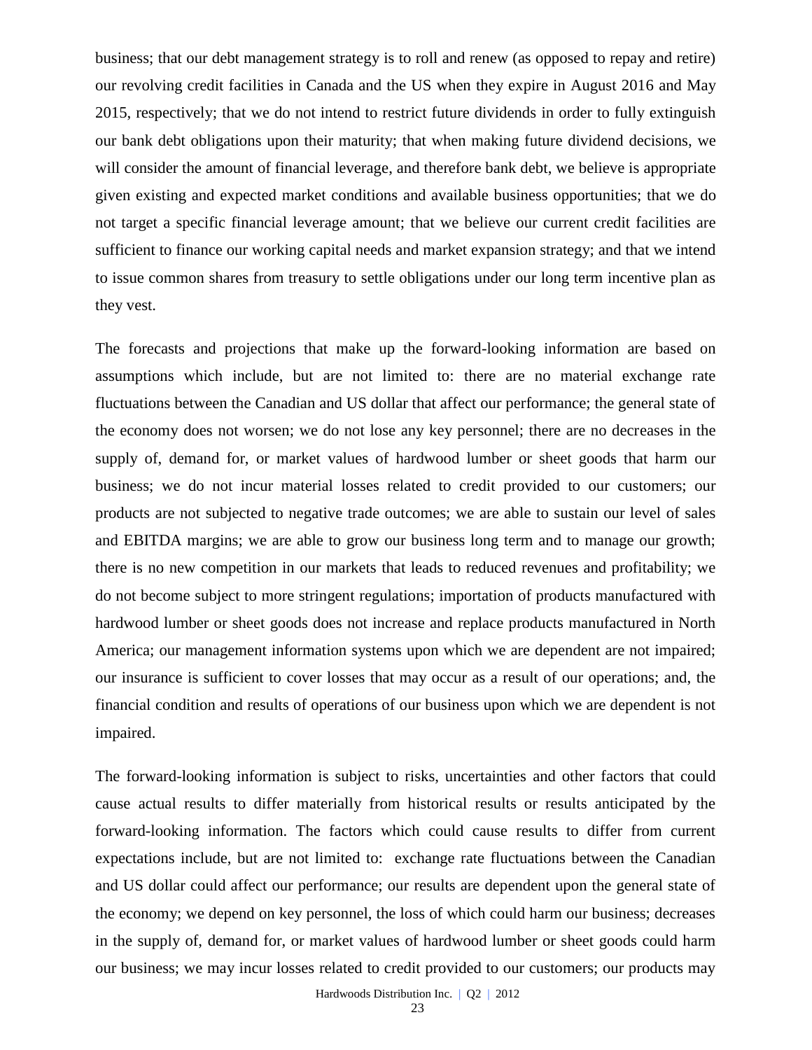business; that our debt management strategy is to roll and renew (as opposed to repay and retire) our revolving credit facilities in Canada and the US when they expire in August 2016 and May 2015, respectively; that we do not intend to restrict future dividends in order to fully extinguish our bank debt obligations upon their maturity; that when making future dividend decisions, we will consider the amount of financial leverage, and therefore bank debt, we believe is appropriate given existing and expected market conditions and available business opportunities; that we do not target a specific financial leverage amount; that we believe our current credit facilities are sufficient to finance our working capital needs and market expansion strategy; and that we intend to issue common shares from treasury to settle obligations under our long term incentive plan as they vest.

The forecasts and projections that make up the forward-looking information are based on assumptions which include, but are not limited to: there are no material exchange rate fluctuations between the Canadian and US dollar that affect our performance; the general state of the economy does not worsen; we do not lose any key personnel; there are no decreases in the supply of, demand for, or market values of hardwood lumber or sheet goods that harm our business; we do not incur material losses related to credit provided to our customers; our products are not subjected to negative trade outcomes; we are able to sustain our level of sales and EBITDA margins; we are able to grow our business long term and to manage our growth; there is no new competition in our markets that leads to reduced revenues and profitability; we do not become subject to more stringent regulations; importation of products manufactured with hardwood lumber or sheet goods does not increase and replace products manufactured in North America; our management information systems upon which we are dependent are not impaired; our insurance is sufficient to cover losses that may occur as a result of our operations; and, the financial condition and results of operations of our business upon which we are dependent is not impaired.

The forward-looking information is subject to risks, uncertainties and other factors that could cause actual results to differ materially from historical results or results anticipated by the forward-looking information. The factors which could cause results to differ from current expectations include, but are not limited to: exchange rate fluctuations between the Canadian and US dollar could affect our performance; our results are dependent upon the general state of the economy; we depend on key personnel, the loss of which could harm our business; decreases in the supply of, demand for, or market values of hardwood lumber or sheet goods could harm our business; we may incur losses related to credit provided to our customers; our products may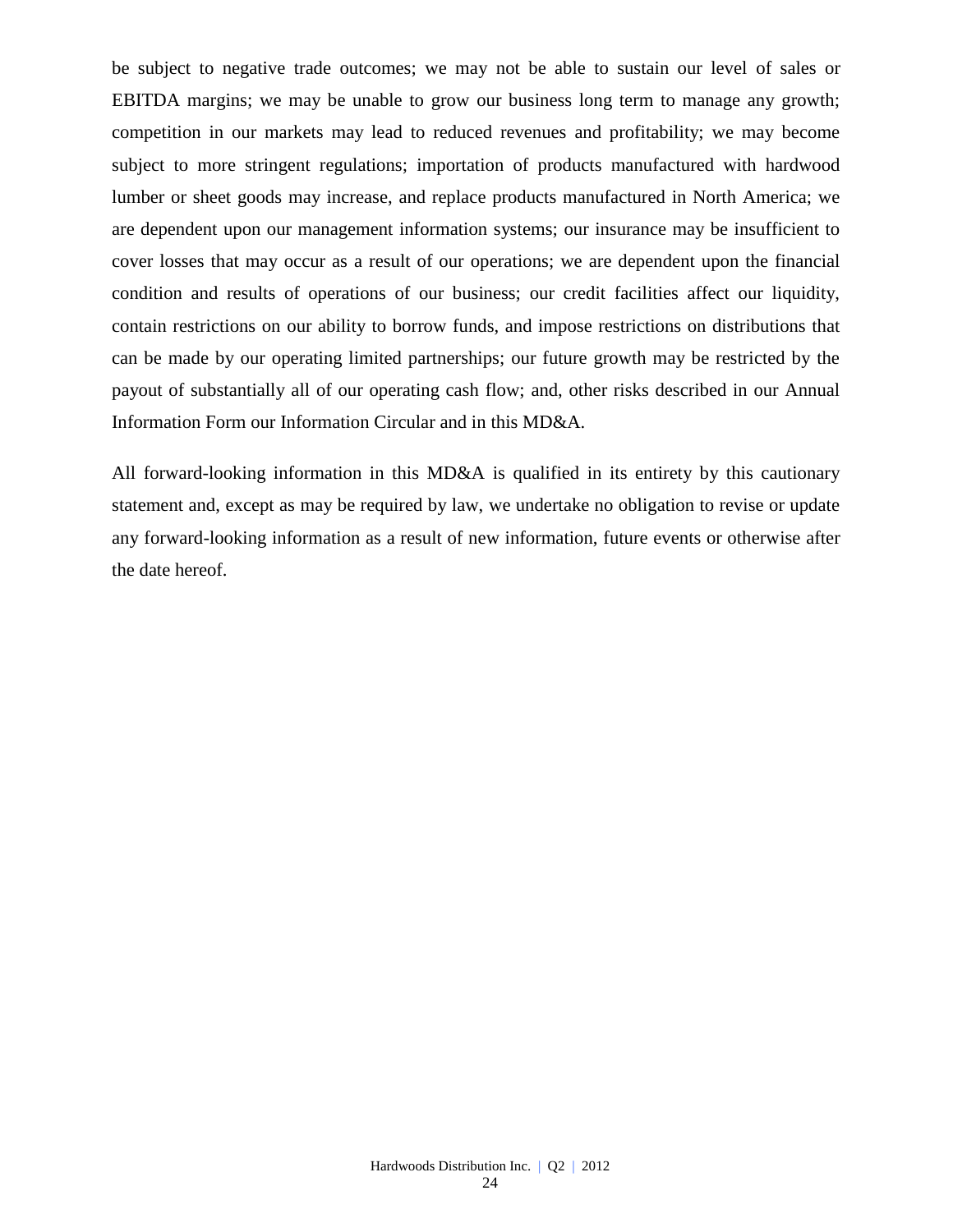be subject to negative trade outcomes; we may not be able to sustain our level of sales or EBITDA margins; we may be unable to grow our business long term to manage any growth; competition in our markets may lead to reduced revenues and profitability; we may become subject to more stringent regulations; importation of products manufactured with hardwood lumber or sheet goods may increase, and replace products manufactured in North America; we are dependent upon our management information systems; our insurance may be insufficient to cover losses that may occur as a result of our operations; we are dependent upon the financial condition and results of operations of our business; our credit facilities affect our liquidity, contain restrictions on our ability to borrow funds, and impose restrictions on distributions that can be made by our operating limited partnerships; our future growth may be restricted by the payout of substantially all of our operating cash flow; and, other risks described in our Annual Information Form our Information Circular and in this MD&A.

All forward-looking information in this MD&A is qualified in its entirety by this cautionary statement and, except as may be required by law, we undertake no obligation to revise or update any forward-looking information as a result of new information, future events or otherwise after the date hereof.